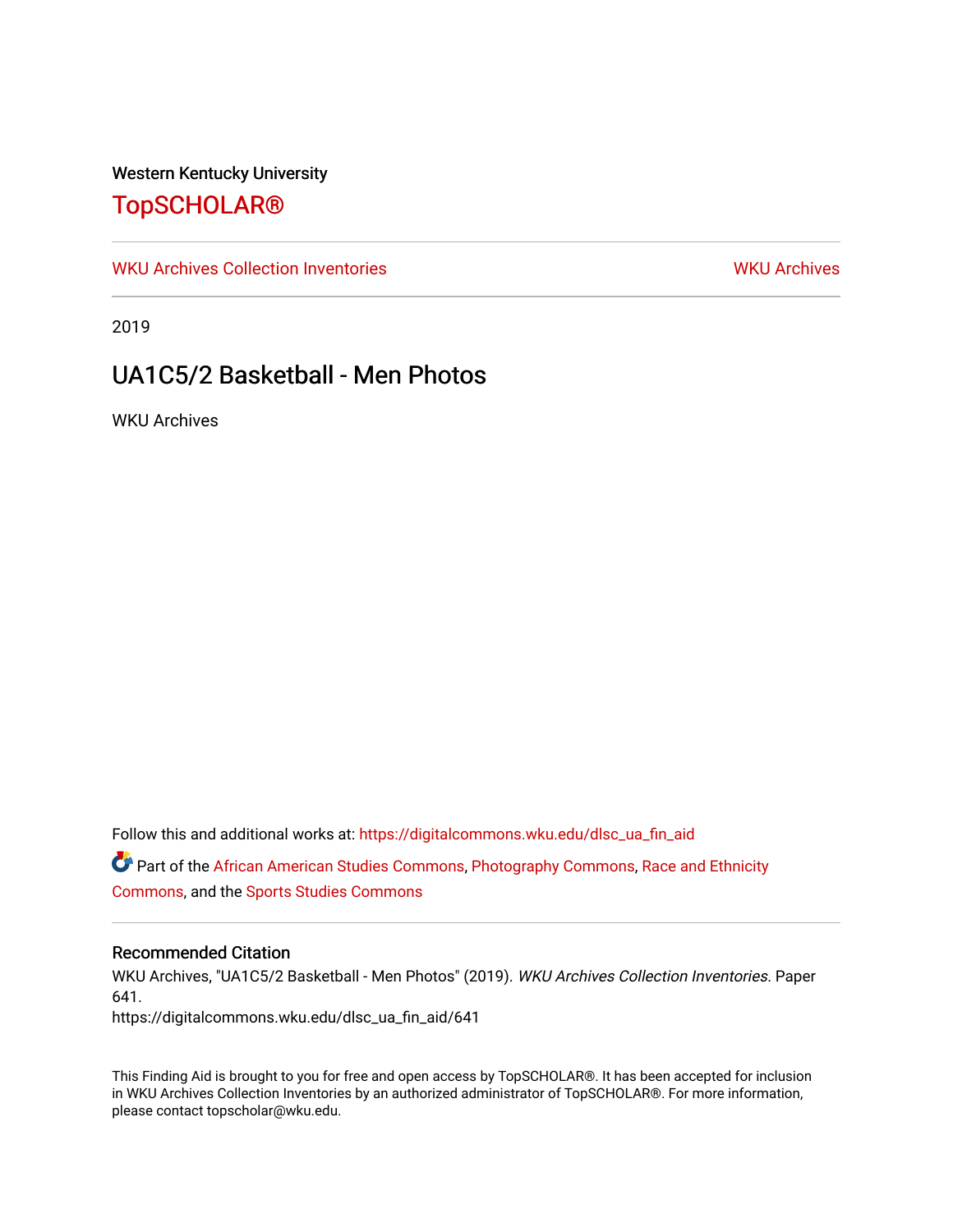Western Kentucky University

# TopSCHOLAR®

WKU Archives Collection Inventories | WKU Archives

2019

## UA1C5/2 Basketball - Men Photos

WKU Archives

Follow this and additional works at: https://digitalcommons.wku.edu/dlsc_ua_fin_aid

Part of the African American Studies Commons, Photography Commons, Race and Ethnicity Commons, and the Sports Studies Commons

### Recommended Citation

WKU Archives, "UA1C5/2 Basketball - Men Photos" (2019). *WKU Archives Collection Inventories.* Paper 641.
https://digitalcommons.wku.edu/dlsc_ua_fin_aid/641

This Finding Aid is brought to you for free and open access by TopSCHOLAR®. It has been accepted for inclusion in WKU Archives Collection Inventories by an authorized administrator of TopSCHOLAR®. For more information, please contact topscholar@wku.edu.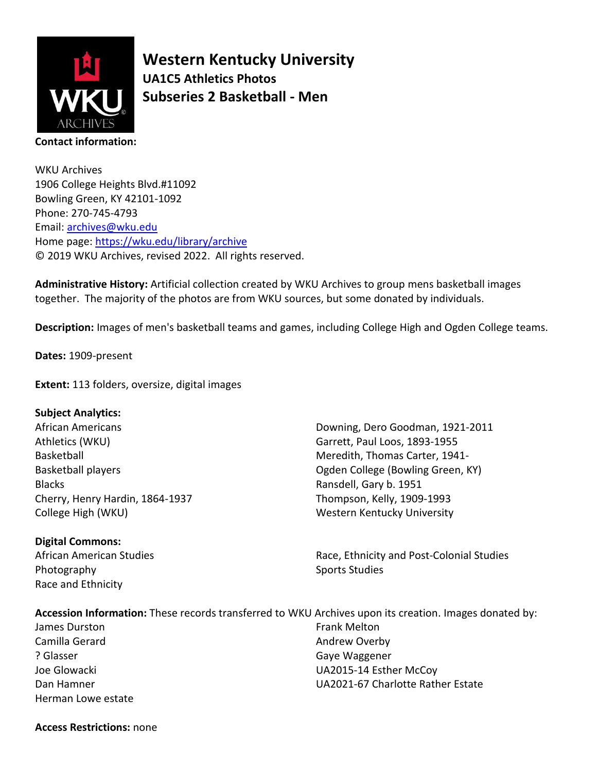# Western Kentucky University

## UA1C5 Athletics Photos

## Subseries 2 Basketball - Men

**Contact information:**

WKU Archives
1906 College Heights Blvd.#11092
Bowling Green, KY 42101-1092
Phone: 270-745-4793
Email: archives@wku.edu
Home page: https://wku.edu/library/archive
© 2019 WKU Archives, revised 2022. All rights reserved.

**Administrative History:** Artificial collection created by WKU Archives to group mens basketball images together. The majority of the photos are from WKU sources, but some donated by individuals.

**Description:** Images of men's basketball teams and games, including College High and Ogden College teams.

**Dates:** 1909-present

**Extent:** 113 folders, oversize, digital images

**Subject Analytics:**

African Americans
Athletics (WKU)
Basketball
Basketball players
Blacks
Cherry, Henry Hardin, 1864-1937
College High (WKU)
Downing, Dero Goodman, 1921-2011
Garrett, Paul Loos, 1893-1955
Meredith, Thomas Carter, 1941-
Ogden College (Bowling Green, KY)
Ransdell, Gary b. 1951
Thompson, Kelly, 1909-1993
Western Kentucky University

**Digital Commons:**

African American Studies
Photography
Race and Ethnicity
Race, Ethnicity and Post-Colonial Studies
Sports Studies

**Accession Information:** These records transferred to WKU Archives upon its creation. Images donated by:

James Durston
Camilla Gerard
? Glasser
Joe Glowacki
Dan Hamner
Herman Lowe estate
Frank Melton
Andrew Overby
Gaye Waggener
UA2015-14 Esther McCoy
UA2021-67 Charlotte Rather Estate

**Access Restrictions:** none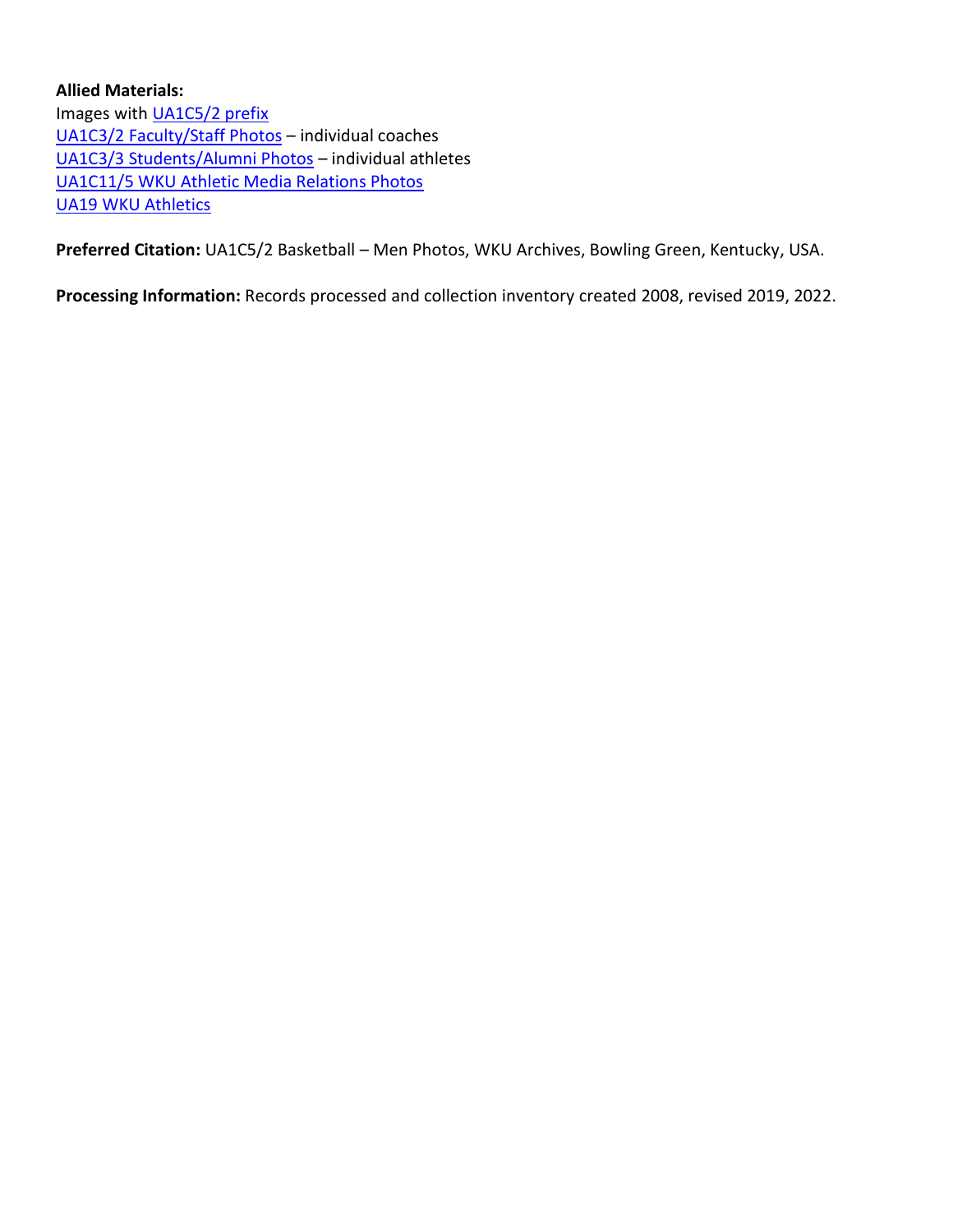**Allied Materials:**
Images with UA1C5/2 prefix
UA1C3/2 Faculty/Staff Photos – individual coaches
UA1C3/3 Students/Alumni Photos – individual athletes
UA1C11/5 WKU Athletic Media Relations Photos
UA19 WKU Athletics

**Preferred Citation:** UA1C5/2 Basketball – Men Photos, WKU Archives, Bowling Green, Kentucky, USA.

**Processing Information:** Records processed and collection inventory created 2008, revised 2019, 2022.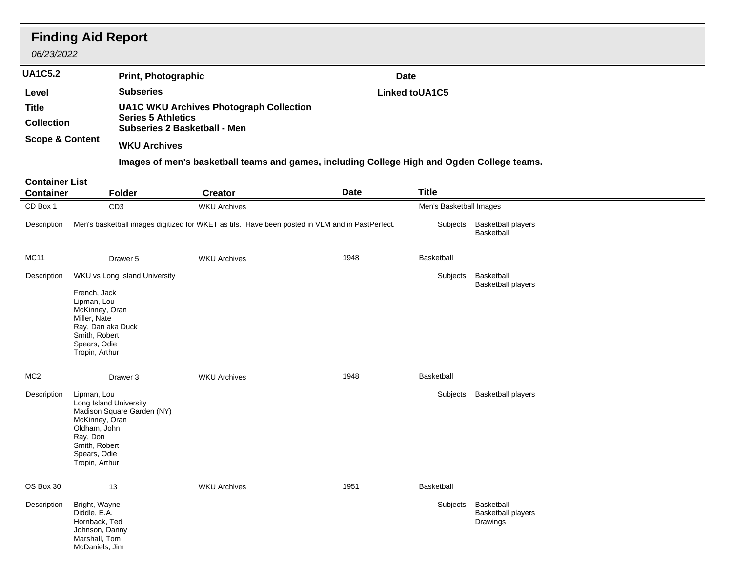# Finding Aid Report

*06/23/2022*

| | | | |
|---|---|---|---|
| **UA1C5.2** | **Print, Photographic** | **Date** | |
| **Level** | **Subseries** | **Linked to** | **UA1C5** |
| **Title** | **UA1C WKU Archives Photograph Collection** | | |
| **Collection** | **Series 5 Athletics** **Subseries 2 Basketball - Men** | | |
| **Scope & Content** | **WKU Archives** | | |

**Images of men's basketball teams and games, including College High and Ogden College teams.**

## Container List

| Container | Folder | Creator | Date | Title |
|---|---|---|---|---|
| CD Box 1 | CD3 | WKU Archives | | Men's Basketball Images |

**Description:** Men's basketball images digitized for WKET as tifs. Have been posted in VLM and in PastPerfect.

**Subjects:** Basketball players; Basketball

| Container | Folder | Creator | Date | Title |
|---|---|---|---|---|
| MC11 | Drawer 5 | WKU Archives | 1948 | Basketball |

**Description:** WKU vs Long Island University

French, Jack
Lipman, Lou
McKinney, Oran
Miller, Nate
Ray, Dan aka Duck
Smith, Robert
Spears, Odie
Tropin, Arthur

**Subjects:** Basketball; Basketball players

| Container | Folder | Creator | Date | Title |
|---|---|---|---|---|
| MC2 | Drawer 3 | WKU Archives | 1948 | Basketball |

**Description:**

Lipman, Lou
Long Island University
Madison Square Garden (NY)
McKinney, Oran
Oldham, John
Ray, Don
Smith, Robert
Spears, Odie
Tropin, Arthur

**Subjects:** Basketball players

| Container | Folder | Creator | Date | Title |
|---|---|---|---|---|
| OS Box 30 | 13 | WKU Archives | 1951 | Basketball |

**Description:**

Bright, Wayne
Diddle, E.A.
Hornback, Ted
Johnson, Danny
Marshall, Tom
McDaniels, Jim

**Subjects:** Basketball; Basketball players; Drawings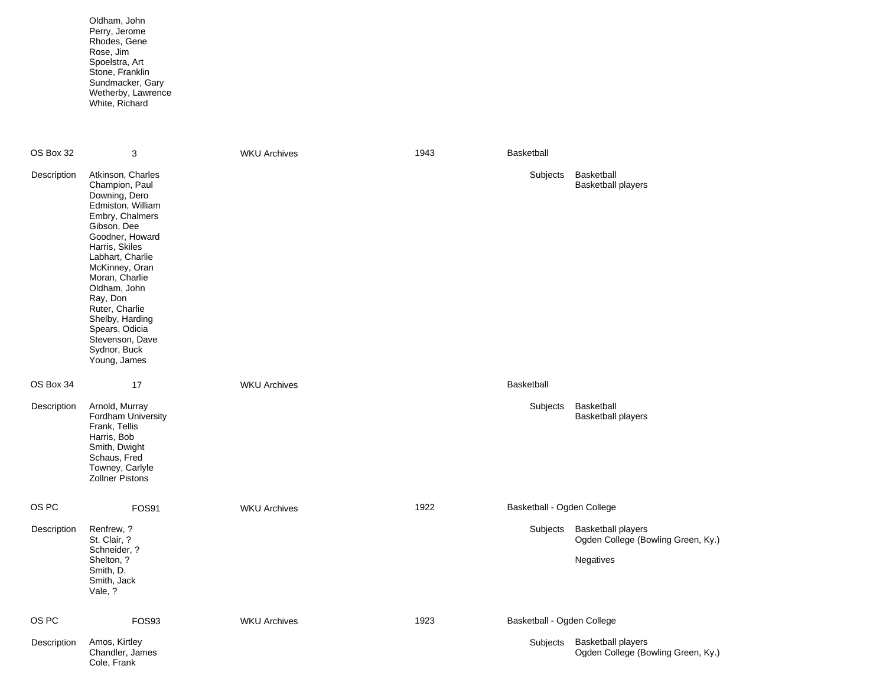Oldham, John
Perry, Jerome
Rhodes, Gene
Rose, Jim
Spoelstra, Art
Stone, Franklin
Sundmacker, Gary
Wetherby, Lawrence
White, Richard

---

**OS Box 32** | 3 | WKU Archives | 1943 | Basketball

**Description**

Atkinson, Charles
Champion, Paul
Downing, Dero
Edmiston, William
Embry, Chalmers
Gibson, Dee
Goodner, Howard
Harris, Skiles
Labhart, Charlie
McKinney, Oran
Moran, Charlie
Oldham, John
Ray, Don
Ruter, Charlie
Shelby, Harding
Spears, Odicia
Stevenson, Dave
Sydnor, Buck
Young, James

**Subjects**

Basketball
Basketball players

---

**OS Box 34** | 17 | WKU Archives | | Basketball

**Description**

Arnold, Murray
Fordham University
Frank, Tellis
Harris, Bob
Smith, Dwight
Schaus, Fred
Towney, Carlyle
Zollner Pistons

**Subjects**

Basketball
Basketball players

---

**OS PC** | FOS91 | WKU Archives | 1922 | Basketball - Ogden College

**Description**

Renfrew, ?
St. Clair, ?
Schneider, ?
Shelton, ?
Smith, D.
Smith, Jack
Vale, ?

**Subjects**

Basketball players
Ogden College (Bowling Green, Ky.)

Negatives

---

**OS PC** | FOS93 | WKU Archives | 1923 | Basketball - Ogden College

**Description**

Amos, Kirtley
Chandler, James
Cole, Frank

**Subjects**

Basketball players
Ogden College (Bowling Green, Ky.)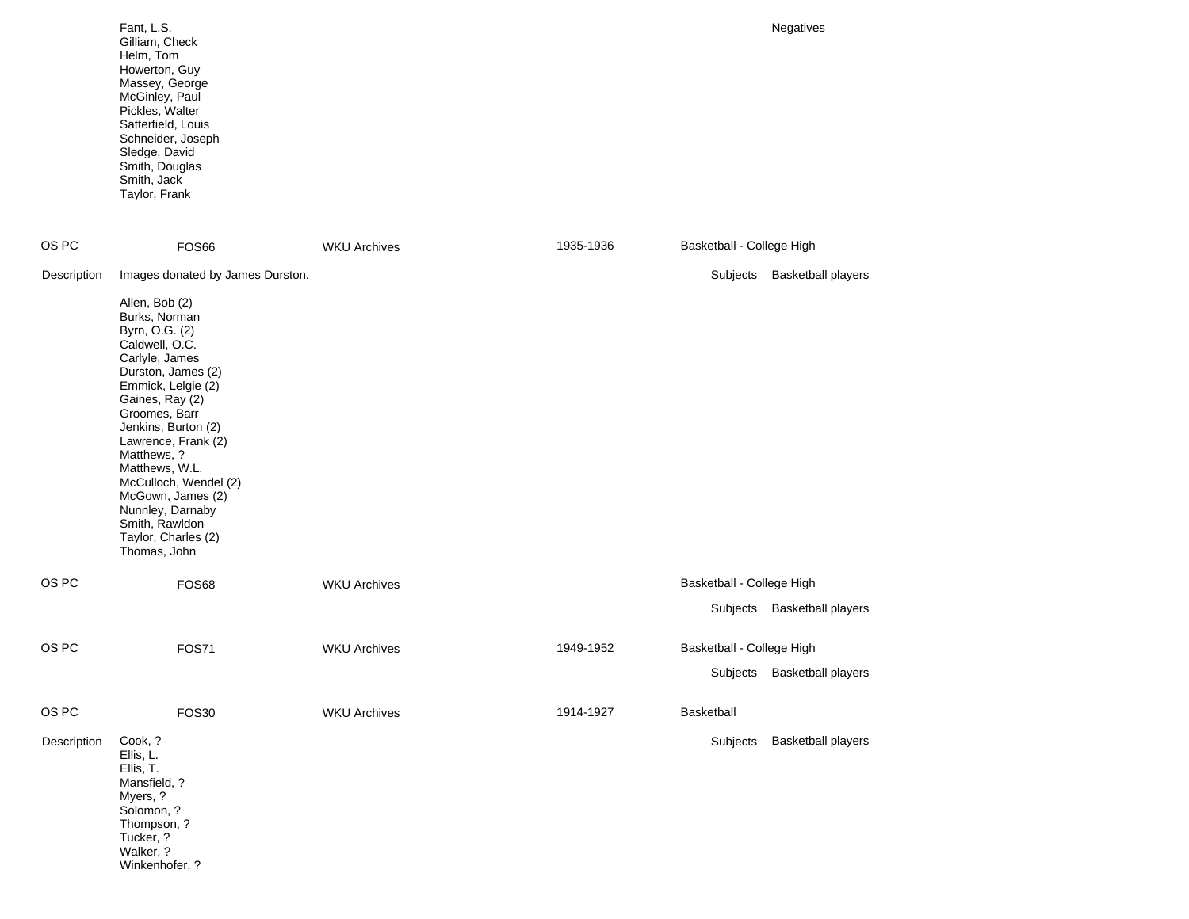Fant, L.S.
Gilliam, Check
Helm, Tom
Howerton, Guy
Massey, George
McGinley, Paul
Pickles, Walter
Satterfield, Louis
Schneider, Joseph
Sledge, David
Smith, Douglas
Smith, Jack
Taylor, Frank

Negatives

| OS PC | FOS66 | WKU Archives | 1935-1936 | Basketball - College High |
|---|---|---|---|---|

Description: Images donated by James Durston.

Subjects: Basketball players

Allen, Bob (2)
Burks, Norman
Byrn, O.G. (2)
Caldwell, O.C.
Carlyle, James
Durston, James (2)
Emmick, Lelgie (2)
Gaines, Ray (2)
Groomes, Barr
Jenkins, Burton (2)
Lawrence, Frank (2)
Matthews, ?
Matthews, W.L.
McCulloch, Wendel (2)
McGown, James (2)
Nunnley, Darnaby
Smith, Rawldon
Taylor, Charles (2)
Thomas, John

| OS PC | FOS68 | WKU Archives | | Basketball - College High |
|---|---|---|---|---|

Subjects: Basketball players

| OS PC | FOS71 | WKU Archives | 1949-1952 | Basketball - College High |
|---|---|---|---|---|

Subjects: Basketball players

| OS PC | FOS30 | WKU Archives | 1914-1927 | Basketball |
|---|---|---|---|---|

Description:

Subjects: Basketball players

Cook, ?
Ellis, L.
Ellis, T.
Mansfield, ?
Myers, ?
Solomon, ?
Thompson, ?
Tucker, ?
Walker, ?
Winkenhofer, ?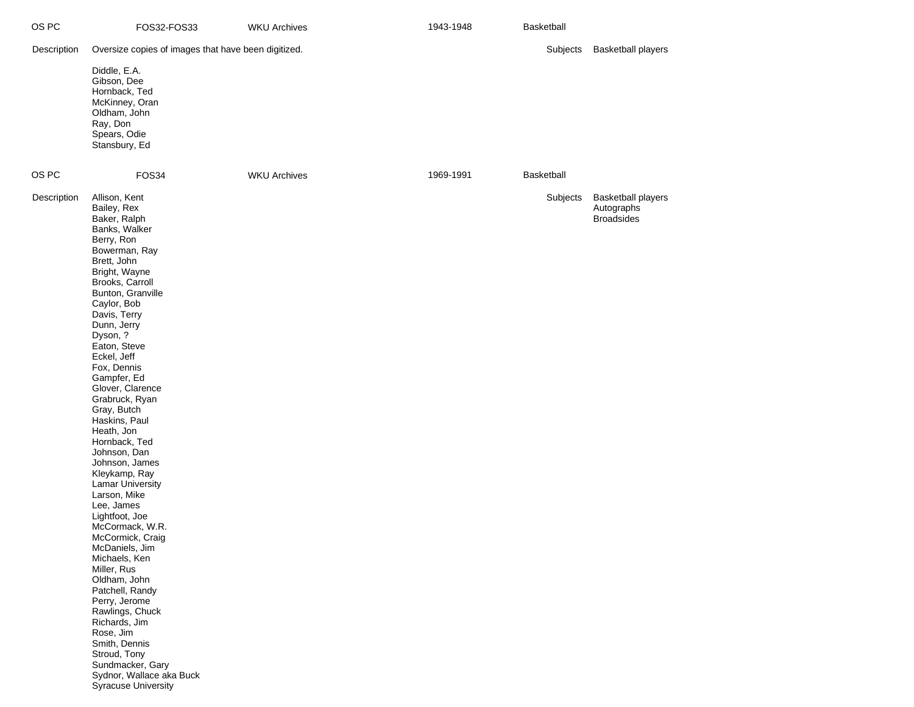| OS PC | FOS32-FOS33 | WKU Archives | 1943-1948 | Basketball |
|---|---|---|---|---|

**Description** Oversize copies of images that have been digitized.

**Subjects** Basketball players

Diddle, E.A.
Gibson, Dee
Hornback, Ted
McKinney, Oran
Oldham, John
Ray, Don
Spears, Odie
Stansbury, Ed

| OS PC | FOS34 | WKU Archives | 1969-1991 | Basketball |
|---|---|---|---|---|

**Description**

Allison, Kent
Bailey, Rex
Baker, Ralph
Banks, Walker
Berry, Ron
Bowerman, Ray
Brett, John
Bright, Wayne
Brooks, Carroll
Bunton, Granville
Caylor, Bob
Davis, Terry
Dunn, Jerry
Dyson, ?
Eaton, Steve
Eckel, Jeff
Fox, Dennis
Gampfer, Ed
Glover, Clarence
Grabruck, Ryan
Gray, Butch
Haskins, Paul
Heath, Jon
Hornback, Ted
Johnson, Dan
Johnson, James
Kleykamp, Ray
Lamar University
Larson, Mike
Lee, James
Lightfoot, Joe
McCormack, W.R.
McCormick, Craig
McDaniels, Jim
Michaels, Ken
Miller, Rus
Oldham, John
Patchell, Randy
Perry, Jerome
Rawlings, Chuck
Richards, Jim
Rose, Jim
Smith, Dennis
Stroud, Tony
Sundmacker, Gary
Sydnor, Wallace aka Buck
Syracuse University

**Subjects**

Basketball players
Autographs
Broadsides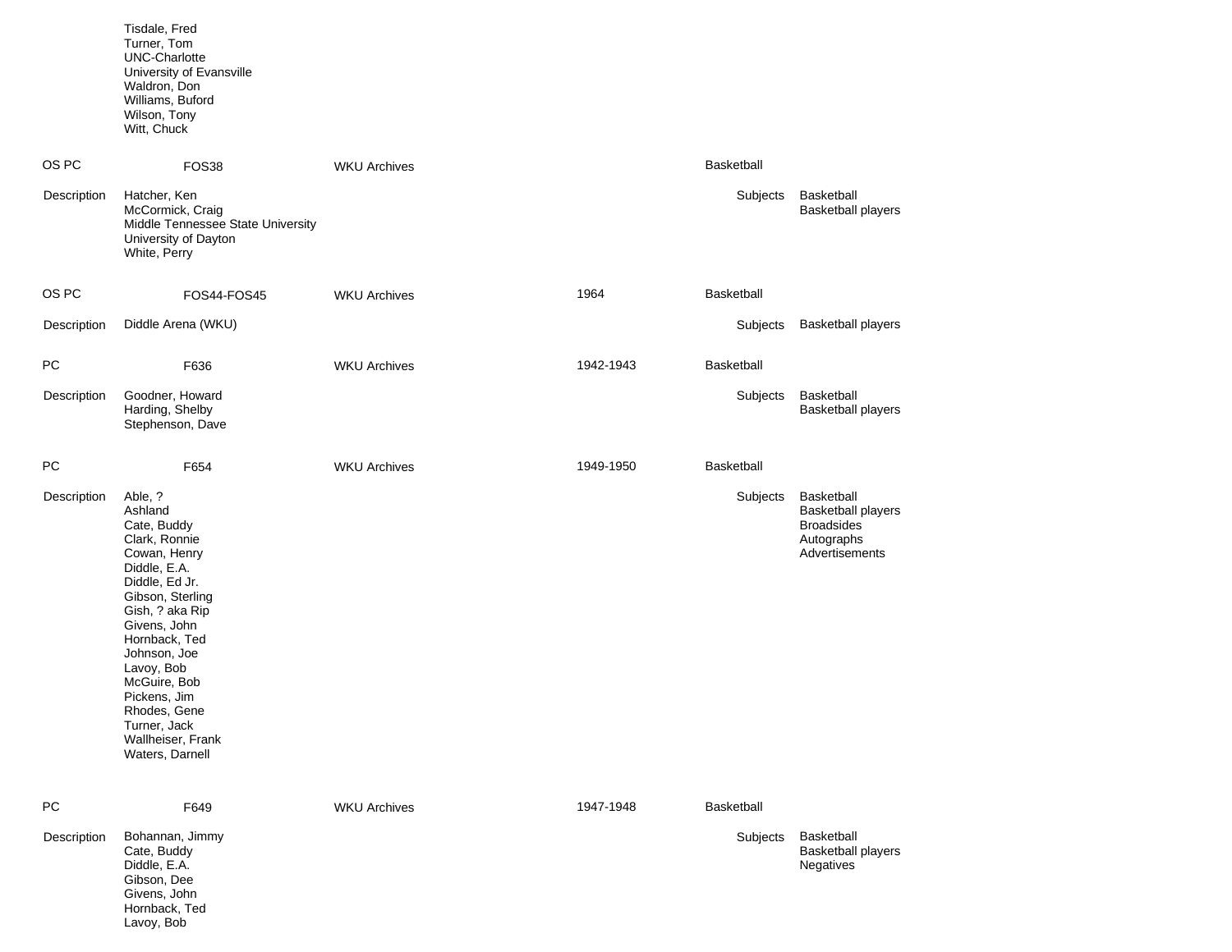Tisdale, Fred
Turner, Tom
UNC-Charlotte
University of Evansville
Waldron, Don
Williams, Buford
Wilson, Tony
Witt, Chuck

OS PC FOS38 WKU Archives Basketball

Description
Hatcher, Ken
McCormick, Craig
Middle Tennessee State University
University of Dayton
White, Perry

Subjects
Basketball
Basketball players

OS PC FOS44-FOS45 WKU Archives 1964 Basketball

Description
Diddle Arena (WKU)

Subjects
Basketball players

PC F636 WKU Archives 1942-1943 Basketball

Description
Goodner, Howard
Harding, Shelby
Stephenson, Dave

Subjects
Basketball
Basketball players

PC F654 WKU Archives 1949-1950 Basketball

Description
Able, ?
Ashland
Cate, Buddy
Clark, Ronnie
Cowan, Henry
Diddle, E.A.
Diddle, Ed Jr.
Gibson, Sterling
Gish, ? aka Rip
Givens, John
Hornback, Ted
Johnson, Joe
Lavoy, Bob
McGuire, Bob
Pickens, Jim
Rhodes, Gene
Turner, Jack
Wallheiser, Frank
Waters, Darnell

Subjects
Basketball
Basketball players
Broadsides
Autographs
Advertisements

PC F649 WKU Archives 1947-1948 Basketball

Description
Bohannan, Jimmy
Cate, Buddy
Diddle, E.A.
Gibson, Dee
Givens, John
Hornback, Ted
Lavoy, Bob

Subjects
Basketball
Basketball players
Negatives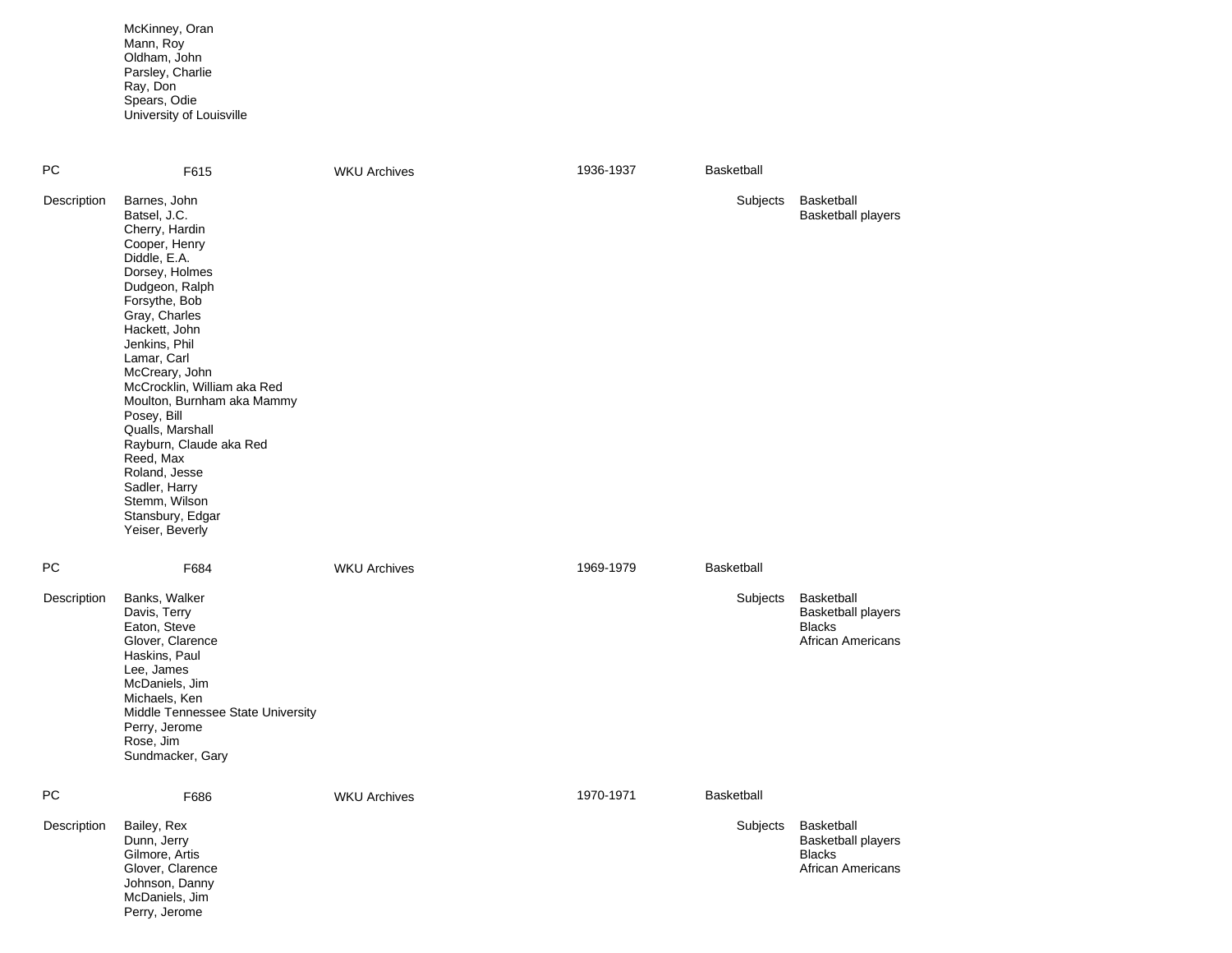McKinney, Oran
Mann, Roy
Oldham, John
Parsley, Charlie
Ray, Don
Spears, Odie
University of Louisville

| PC | F615 | WKU Archives | 1936-1937 | Basketball |
|---|---|---|---|---|

**Description**

Barnes, John
Batsel, J.C.
Cherry, Hardin
Cooper, Henry
Diddle, E.A.
Dorsey, Holmes
Dudgeon, Ralph
Forsythe, Bob
Gray, Charles
Hackett, John
Jenkins, Phil
Lamar, Carl
McCreary, John
McCrocklin, William aka Red
Moulton, Burnham aka Mammy
Posey, Bill
Qualls, Marshall
Rayburn, Claude aka Red
Reed, Max
Roland, Jesse
Sadler, Harry
Stemm, Wilson
Stansbury, Edgar
Yeiser, Beverly

**Subjects**

Basketball
Basketball players

| PC | F684 | WKU Archives | 1969-1979 | Basketball |
|---|---|---|---|---|

**Description**

Banks, Walker
Davis, Terry
Eaton, Steve
Glover, Clarence
Haskins, Paul
Lee, James
McDaniels, Jim
Michaels, Ken
Middle Tennessee State University
Perry, Jerome
Rose, Jim
Sundmacker, Gary

**Subjects**

Basketball
Basketball players
Blacks
African Americans

| PC | F686 | WKU Archives | 1970-1971 | Basketball |
|---|---|---|---|---|

**Description**

Bailey, Rex
Dunn, Jerry
Gilmore, Artis
Glover, Clarence
Johnson, Danny
McDaniels, Jim
Perry, Jerome

**Subjects**

Basketball
Basketball players
Blacks
African Americans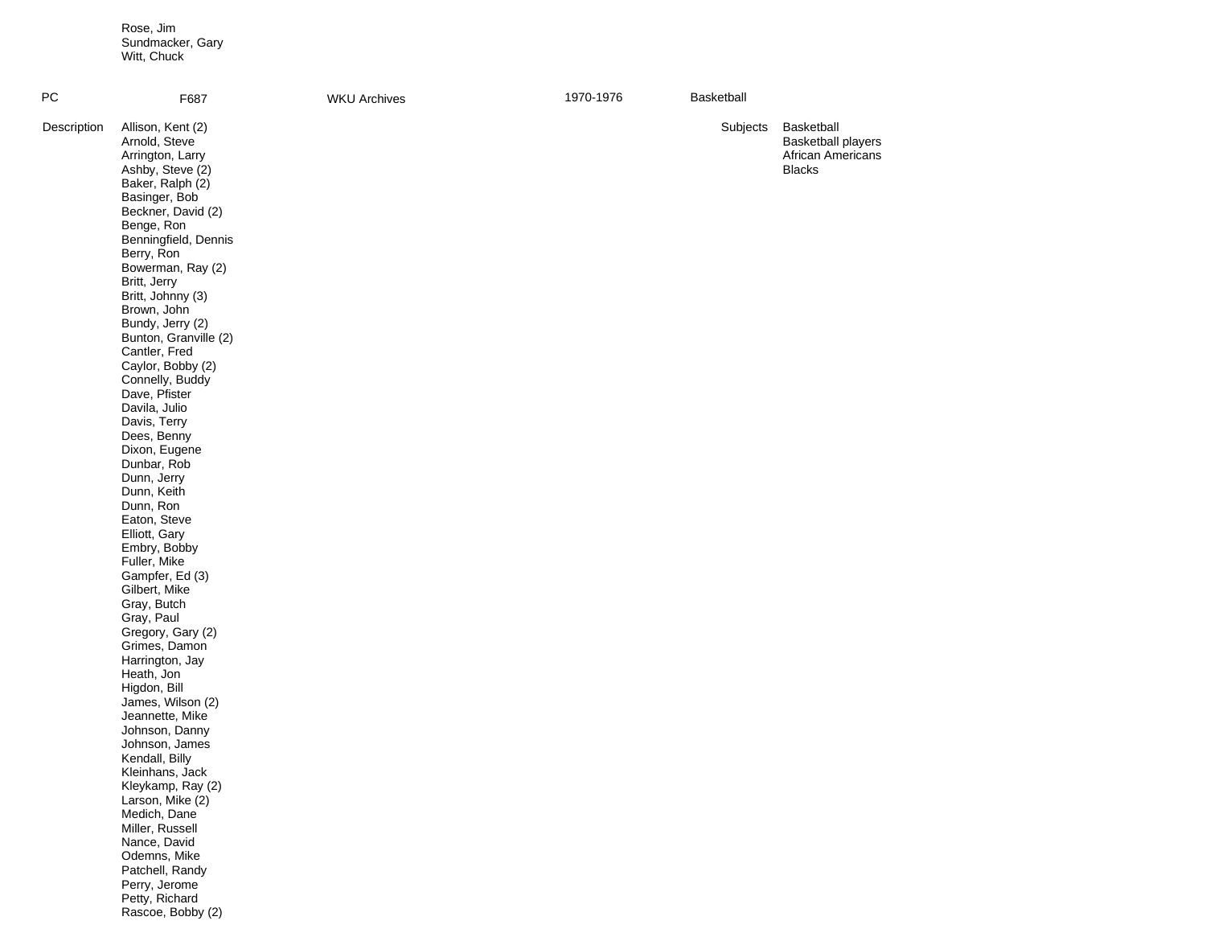Rose, Jim
Sundmacker, Gary
Witt, Chuck

| PC | F687 | WKU Archives | 1970-1976 | Basketball |
|---|---|---|---|---|

**Description**

Allison, Kent (2)
Arnold, Steve
Arrington, Larry
Ashby, Steve (2)
Baker, Ralph (2)
Basinger, Bob
Beckner, David (2)
Benge, Ron
Benningfield, Dennis
Berry, Ron
Bowerman, Ray (2)
Britt, Jerry
Britt, Johnny (3)
Brown, John
Bundy, Jerry (2)
Bunton, Granville (2)
Cantler, Fred
Caylor, Bobby (2)
Connelly, Buddy
Dave, Pfister
Davila, Julio
Davis, Terry
Dees, Benny
Dixon, Eugene
Dunbar, Rob
Dunn, Jerry
Dunn, Keith
Dunn, Ron
Eaton, Steve
Elliott, Gary
Embry, Bobby
Fuller, Mike
Gampfer, Ed (3)
Gilbert, Mike
Gray, Butch
Gray, Paul
Gregory, Gary (2)
Grimes, Damon
Harrington, Jay
Heath, Jon
Higdon, Bill
James, Wilson (2)
Jeannette, Mike
Johnson, Danny
Johnson, James
Kendall, Billy
Kleinhans, Jack
Kleykamp, Ray (2)
Larson, Mike (2)
Medich, Dane
Miller, Russell
Nance, David
Odemns, Mike
Patchell, Randy
Perry, Jerome
Petty, Richard
Rascoe, Bobby (2)

**Subjects**

Basketball
Basketball players
African Americans
Blacks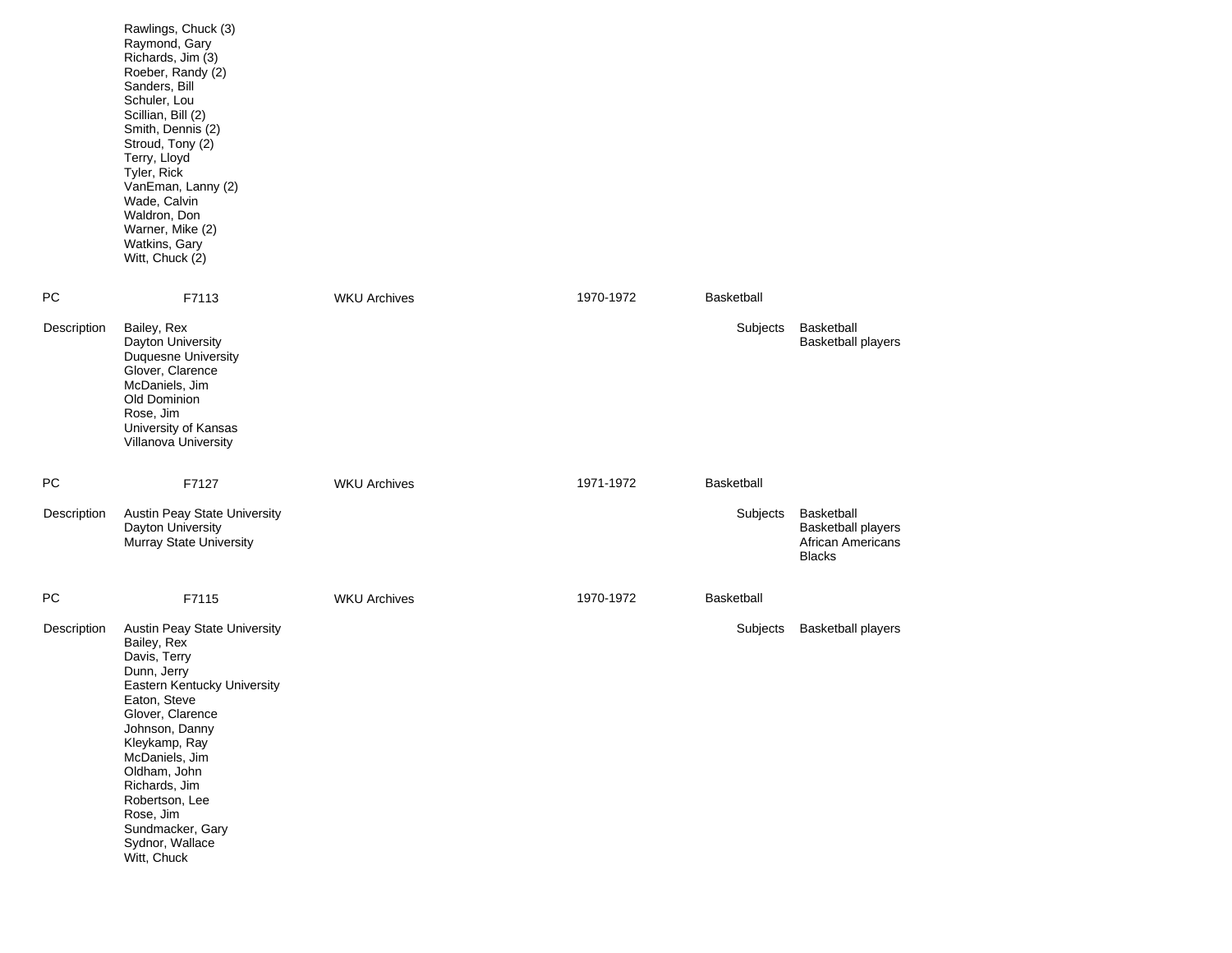Rawlings, Chuck (3)
Raymond, Gary
Richards, Jim (3)
Roeber, Randy (2)
Sanders, Bill
Schuler, Lou
Scillian, Bill (2)
Smith, Dennis (2)
Stroud, Tony (2)
Terry, Lloyd
Tyler, Rick
VanEman, Lanny (2)
Wade, Calvin
Waldron, Don
Warner, Mike (2)
Watkins, Gary
Witt, Chuck (2)

| PC | F7113 | WKU Archives | 1970-1972 | Basketball |
|---|---|---|---|---|

Description:
Bailey, Rex
Dayton University
Duquesne University
Glover, Clarence
McDaniels, Jim
Old Dominion
Rose, Jim
University of Kansas
Villanova University

Subjects:
Basketball
Basketball players

| PC | F7127 | WKU Archives | 1971-1972 | Basketball |
|---|---|---|---|---|

Description:
Austin Peay State University
Dayton University
Murray State University

Subjects:
Basketball
Basketball players
African Americans
Blacks

| PC | F7115 | WKU Archives | 1970-1972 | Basketball |
|---|---|---|---|---|

Description:
Austin Peay State University
Bailey, Rex
Davis, Terry
Dunn, Jerry
Eastern Kentucky University
Eaton, Steve
Glover, Clarence
Johnson, Danny
Kleykamp, Ray
McDaniels, Jim
Oldham, John
Richards, Jim
Robertson, Lee
Rose, Jim
Sundmacker, Gary
Sydnor, Wallace
Witt, Chuck

Subjects:
Basketball players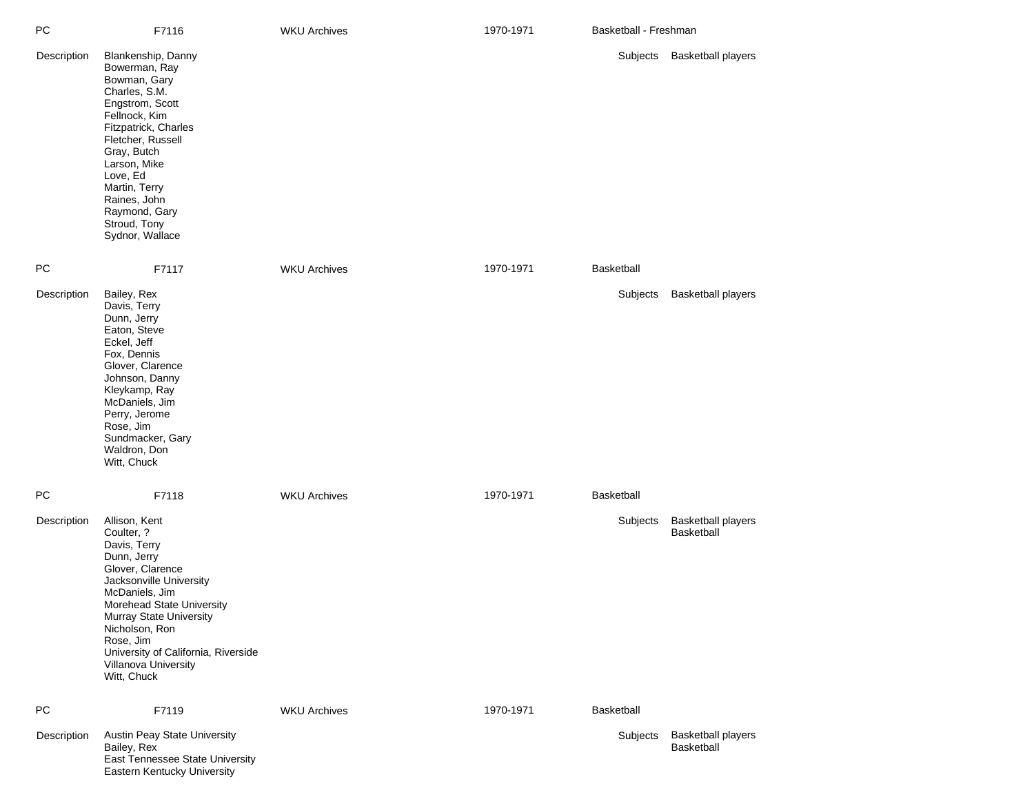PC F7116 WKU Archives 1970-1971 Basketball - Freshman

Description
Blankenship, Danny
Bowerman, Ray
Bowman, Gary
Charles, S.M.
Engstrom, Scott
Fellnock, Kim
Fitzpatrick, Charles
Fletcher, Russell
Gray, Butch
Larson, Mike
Love, Ed
Martin, Terry
Raines, John
Raymond, Gary
Stroud, Tony
Sydnor, Wallace

Subjects Basketball players

PC F7117 WKU Archives 1970-1971 Basketball

Description
Bailey, Rex
Davis, Terry
Dunn, Jerry
Eaton, Steve
Eckel, Jeff
Fox, Dennis
Glover, Clarence
Johnson, Danny
Kleykamp, Ray
McDaniels, Jim
Perry, Jerome
Rose, Jim
Sundmacker, Gary
Waldron, Don
Witt, Chuck

Subjects Basketball players

PC F7118 WKU Archives 1970-1971 Basketball

Description
Allison, Kent
Coulter, ?
Davis, Terry
Dunn, Jerry
Glover, Clarence
Jacksonville University
McDaniels, Jim
Morehead State University
Murray State University
Nicholson, Ron
Rose, Jim
University of California, Riverside
Villanova University
Witt, Chuck

Subjects Basketball players
Basketball

PC F7119 WKU Archives 1970-1971 Basketball

Description
Austin Peay State University
Bailey, Rex
East Tennessee State University
Eastern Kentucky University

Subjects Basketball players
Basketball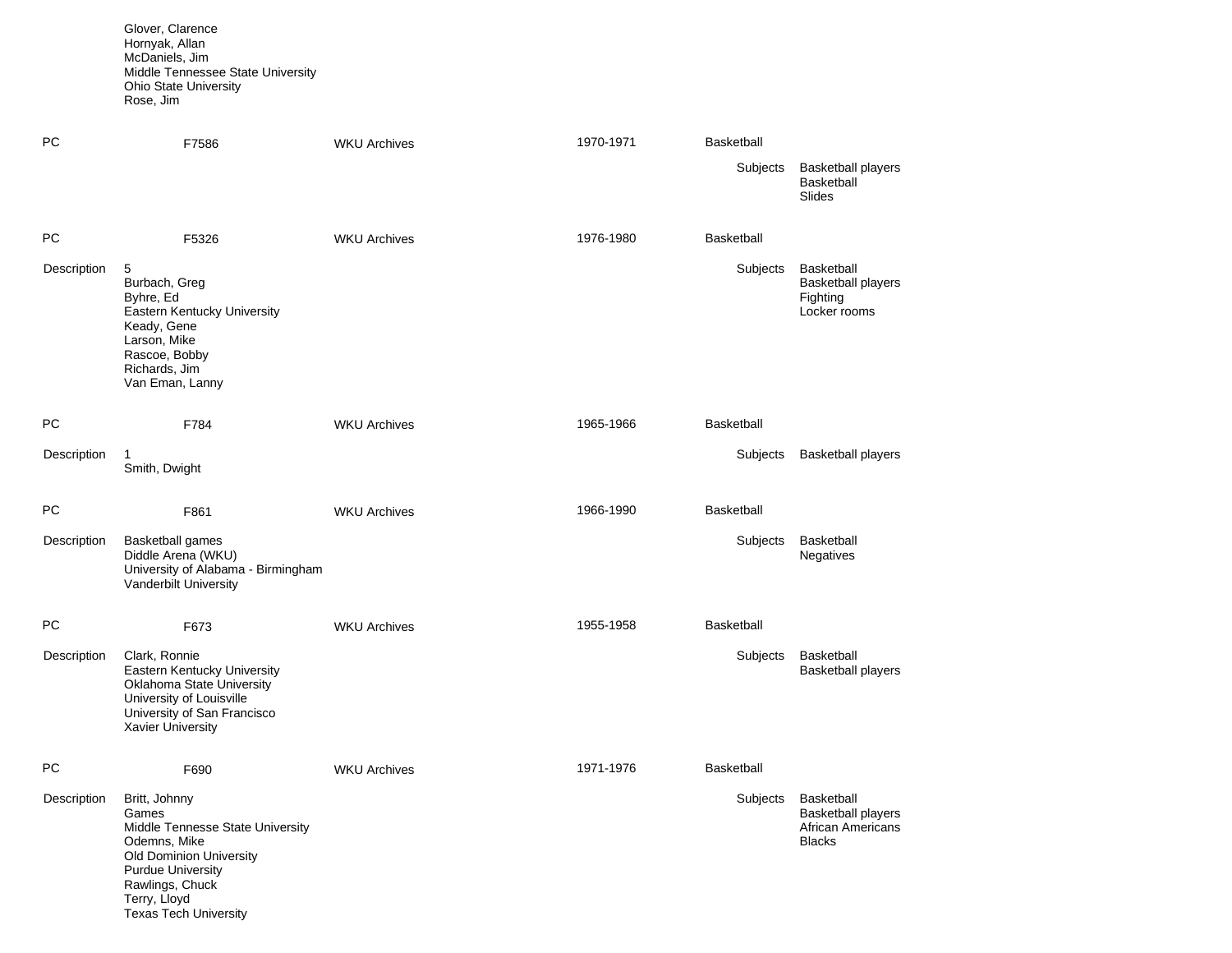Glover, Clarence
Hornyak, Allan
McDaniels, Jim
Middle Tennessee State University
Ohio State University
Rose, Jim

| | | | | |
|---|---|---|---|---|
| PC | F7586 | WKU Archives | 1970-1971 | Basketball |

Subjects: Basketball players
Basketball
Slides

| | | | | |
|---|---|---|---|---|
| PC | F5326 | WKU Archives | 1976-1980 | Basketball |

Description: 5
Burbach, Greg
Byhre, Ed
Eastern Kentucky University
Keady, Gene
Larson, Mike
Rascoe, Bobby
Richards, Jim
Van Eman, Lanny

Subjects: Basketball
Basketball players
Fighting
Locker rooms

| | | | | |
|---|---|---|---|---|
| PC | F784 | WKU Archives | 1965-1966 | Basketball |

Description: 1
Smith, Dwight

Subjects: Basketball players

| | | | | |
|---|---|---|---|---|
| PC | F861 | WKU Archives | 1966-1990 | Basketball |

Description: Basketball games
Diddle Arena (WKU)
University of Alabama - Birmingham
Vanderbilt University

Subjects: Basketball
Negatives

| | | | | |
|---|---|---|---|---|
| PC | F673 | WKU Archives | 1955-1958 | Basketball |

Description: Clark, Ronnie
Eastern Kentucky University
Oklahoma State University
University of Louisville
University of San Francisco
Xavier University

Subjects: Basketball
Basketball players

| | | | | |
|---|---|---|---|---|
| PC | F690 | WKU Archives | 1971-1976 | Basketball |

Description: Britt, Johnny
Games
Middle Tennesse State University
Odemns, Mike
Old Dominion University
Purdue University
Rawlings, Chuck
Terry, Lloyd
Texas Tech University

Subjects: Basketball
Basketball players
African Americans
Blacks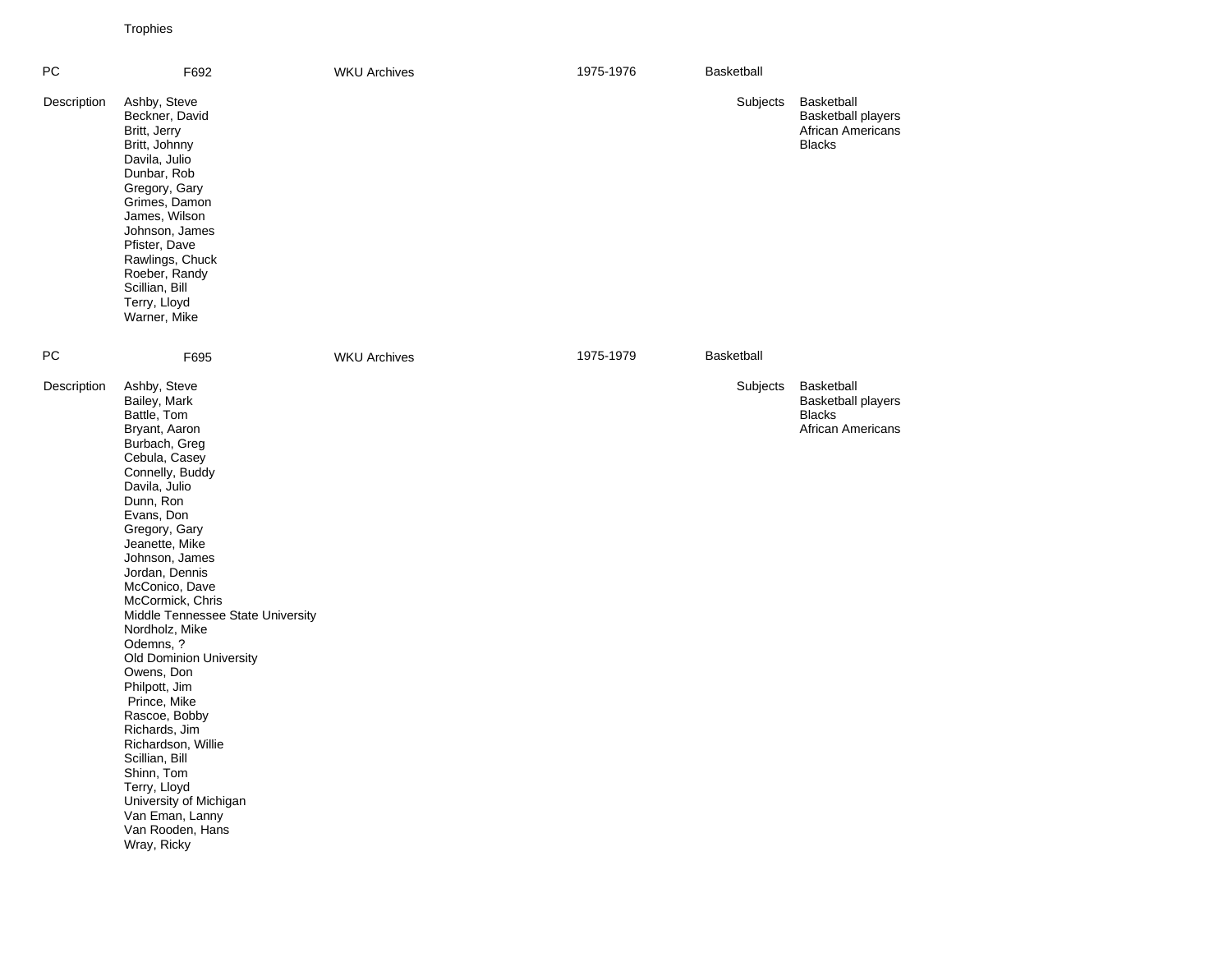Trophies

| PC | F692 | WKU Archives | 1975-1976 | Basketball |
|---|---|---|---|---|

**Description**

Ashby, Steve
Beckner, David
Britt, Jerry
Britt, Johnny
Davila, Julio
Dunbar, Rob
Gregory, Gary
Grimes, Damon
James, Wilson
Johnson, James
Pfister, Dave
Rawlings, Chuck
Roeber, Randy
Scillian, Bill
Terry, Lloyd
Warner, Mike

**Subjects**

Basketball
Basketball players
African Americans
Blacks

| PC | F695 | WKU Archives | 1975-1979 | Basketball |
|---|---|---|---|---|

**Description**

Ashby, Steve
Bailey, Mark
Battle, Tom
Bryant, Aaron
Burbach, Greg
Cebula, Casey
Connelly, Buddy
Davila, Julio
Dunn, Ron
Evans, Don
Gregory, Gary
Jeanette, Mike
Johnson, James
Jordan, Dennis
McConico, Dave
McCormick, Chris
Middle Tennessee State University
Nordholz, Mike
Odemns, ?
Old Dominion University
Owens, Don
Philpott, Jim
Prince, Mike
Rascoe, Bobby
Richards, Jim
Richardson, Willie
Scillian, Bill
Shinn, Tom
Terry, Lloyd
University of Michigan
Van Eman, Lanny
Van Rooden, Hans
Wray, Ricky

**Subjects**

Basketball
Basketball players
Blacks
African Americans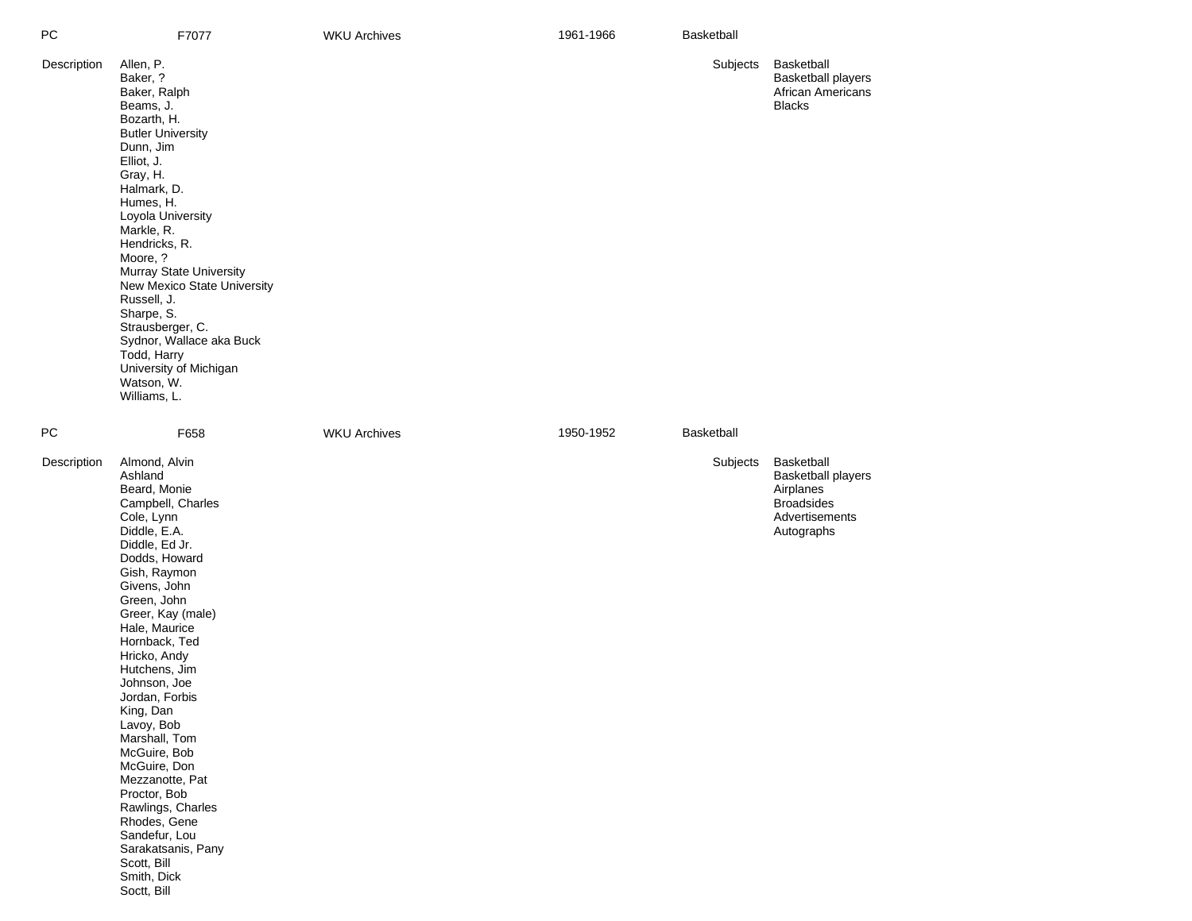| PC | F7077 | WKU Archives | 1961-1966 | Basketball |
|---|---|---|---|---|

**Description**

Allen, P.
Baker, ?
Baker, Ralph
Beams, J.
Bozarth, H.
Butler University
Dunn, Jim
Elliot, J.
Gray, H.
Halmark, D.
Humes, H.
Loyola University
Markle, R.
Hendricks, R.
Moore, ?
Murray State University
New Mexico State University
Russell, J.
Sharpe, S.
Strausberger, C.
Sydnor, Wallace aka Buck
Todd, Harry
University of Michigan
Watson, W.
Williams, L.

**Subjects**

Basketball
Basketball players
African Americans
Blacks

| PC | F658 | WKU Archives | 1950-1952 | Basketball |
|---|---|---|---|---|

**Description**

Almond, Alvin
Ashland
Beard, Monie
Campbell, Charles
Cole, Lynn
Diddle, E.A.
Diddle, Ed Jr.
Dodds, Howard
Gish, Raymon
Givens, John
Green, John
Greer, Kay (male)
Hale, Maurice
Hornback, Ted
Hricko, Andy
Hutchens, Jim
Johnson, Joe
Jordan, Forbis
King, Dan
Lavoy, Bob
Marshall, Tom
McGuire, Bob
McGuire, Don
Mezzanotte, Pat
Proctor, Bob
Rawlings, Charles
Rhodes, Gene
Sandefur, Lou
Sarakatsanis, Pany
Scott, Bill
Smith, Dick
Soctt, Bill

**Subjects**

Basketball
Basketball players
Airplanes
Broadsides
Advertisements
Autographs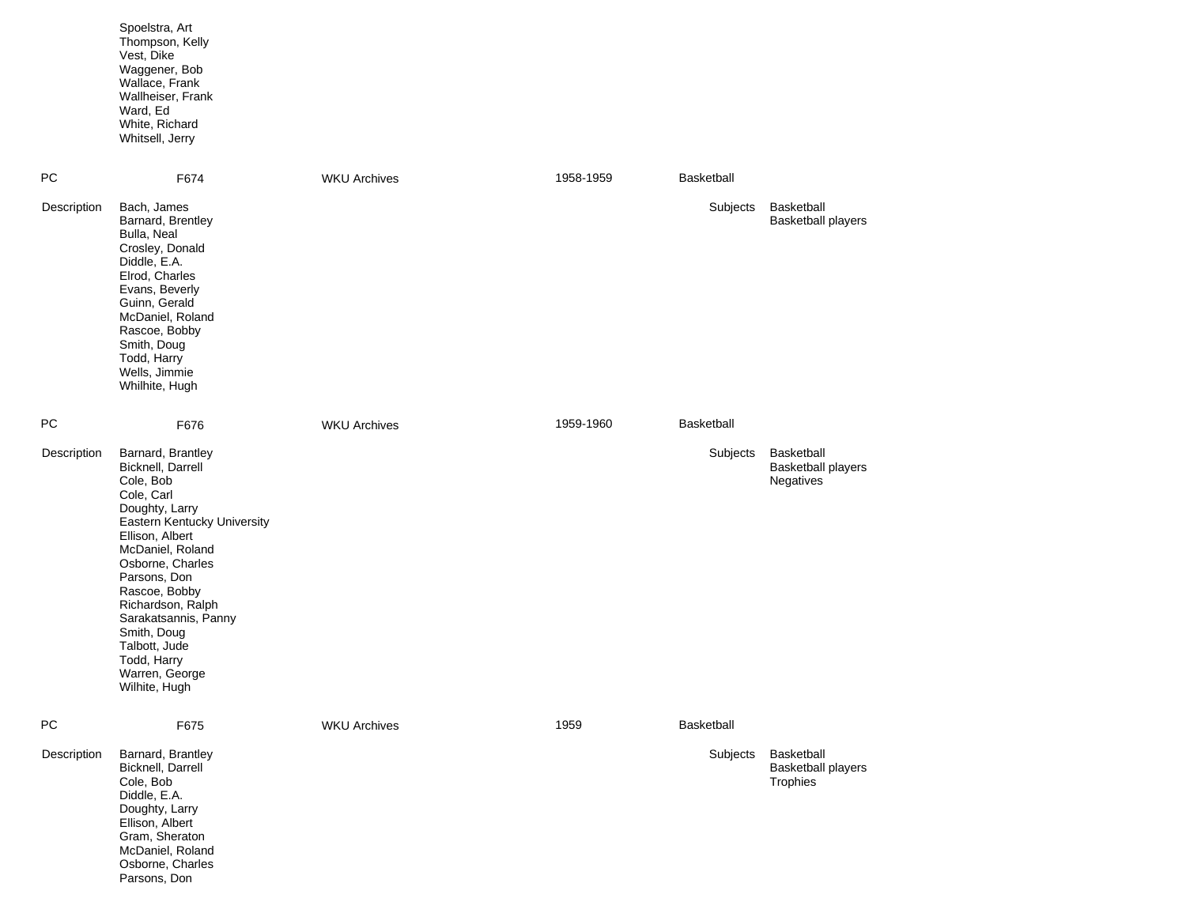Spoelstra, Art
Thompson, Kelly
Vest, Dike
Waggener, Bob
Wallace, Frank
Wallheiser, Frank
Ward, Ed
White, Richard
Whitsell, Jerry

PC F674 WKU Archives 1958-1959 Basketball

Description
Bach, James
Barnard, Brentley
Bulla, Neal
Crosley, Donald
Diddle, E.A.
Elrod, Charles
Evans, Beverly
Guinn, Gerald
McDaniel, Roland
Rascoe, Bobby
Smith, Doug
Todd, Harry
Wells, Jimmie
Whilhite, Hugh

Subjects
Basketball
Basketball players

PC F676 WKU Archives 1959-1960 Basketball

Description
Barnard, Brantley
Bicknell, Darrell
Cole, Bob
Cole, Carl
Doughty, Larry
Eastern Kentucky University
Ellison, Albert
McDaniel, Roland
Osborne, Charles
Parsons, Don
Rascoe, Bobby
Richardson, Ralph
Sarakatsannis, Panny
Smith, Doug
Talbott, Jude
Todd, Harry
Warren, George
Wilhite, Hugh

Subjects
Basketball
Basketball players
Negatives

PC F675 WKU Archives 1959 Basketball

Description
Barnard, Brantley
Bicknell, Darrell
Cole, Bob
Diddle, E.A.
Doughty, Larry
Ellison, Albert
Gram, Sheraton
McDaniel, Roland
Osborne, Charles
Parsons, Don

Subjects
Basketball
Basketball players
Trophies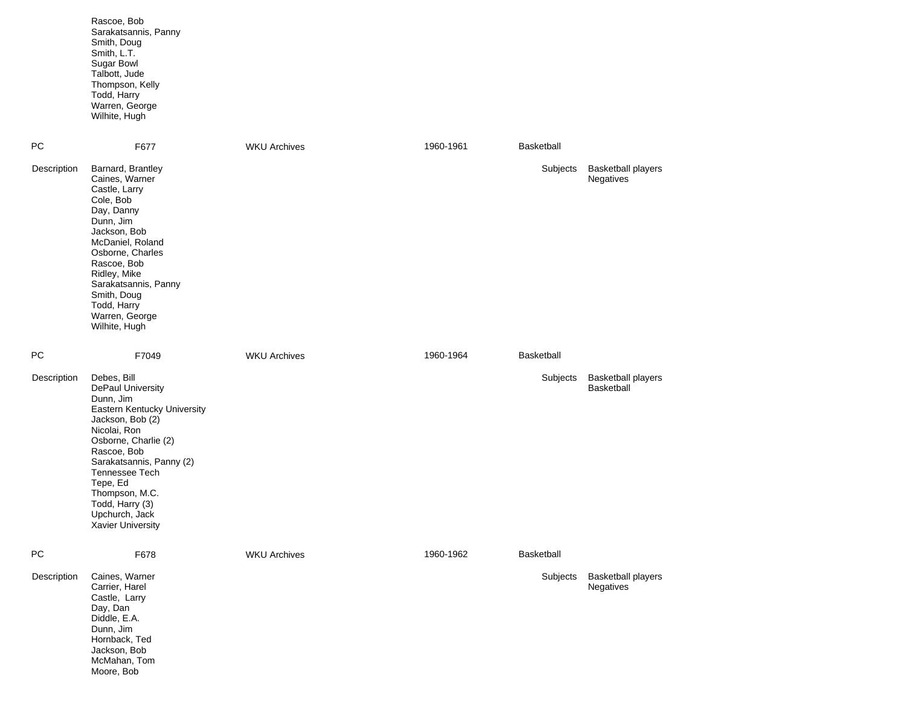Rascoe, Bob
Sarakatsannis, Panny
Smith, Doug
Smith, L.T.
Sugar Bowl
Talbott, Jude
Thompson, Kelly
Todd, Harry
Warren, George
Wilhite, Hugh

| PC | F677 | WKU Archives | 1960-1961 | Basketball |
|---|---|---|---|---|

Description
Barnard, Brantley
Caines, Warner
Castle, Larry
Cole, Bob
Day, Danny
Dunn, Jim
Jackson, Bob
McDaniel, Roland
Osborne, Charles
Rascoe, Bob
Ridley, Mike
Sarakatsannis, Panny
Smith, Doug
Todd, Harry
Warren, George
Wilhite, Hugh

Subjects
Basketball players
Negatives

| PC | F7049 | WKU Archives | 1960-1964 | Basketball |
|---|---|---|---|---|

Description
Debes, Bill
DePaul University
Dunn, Jim
Eastern Kentucky University
Jackson, Bob (2)
Nicolai, Ron
Osborne, Charlie (2)
Rascoe, Bob
Sarakatsannis, Panny (2)
Tennessee Tech
Tepe, Ed
Thompson, M.C.
Todd, Harry (3)
Upchurch, Jack
Xavier University

Subjects
Basketball players
Basketball

| PC | F678 | WKU Archives | 1960-1962 | Basketball |
|---|---|---|---|---|

Description
Caines, Warner
Carrier, Harel
Castle, Larry
Day, Dan
Diddle, E.A.
Dunn, Jim
Hornback, Ted
Jackson, Bob
McMahan, Tom
Moore, Bob

Subjects
Basketball players
Negatives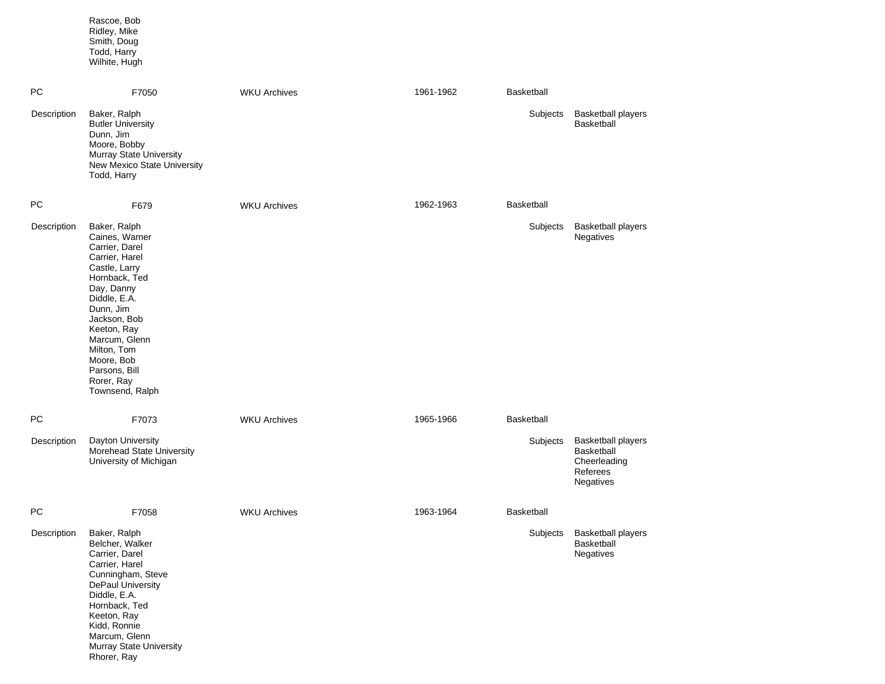Rascoe, Bob
Ridley, Mike
Smith, Doug
Todd, Harry
Wilhite, Hugh

| PC | F7050 | WKU Archives | 1961-1962 | Basketball |
|---|---|---|---|---|

Description: Baker, Ralph; Butler University; Dunn, Jim; Moore, Bobby; Murray State University; New Mexico State University; Todd, Harry

Subjects: Basketball players; Basketball

| PC | F679 | WKU Archives | 1962-1963 | Basketball |
|---|---|---|---|---|

Description: Baker, Ralph; Caines, Warner; Carrier, Darel; Carrier, Harel; Castle, Larry; Hornback, Ted; Day, Danny; Diddle, E.A.; Dunn, Jim; Jackson, Bob; Keeton, Ray; Marcum, Glenn; Milton, Tom; Moore, Bob; Parsons, Bill; Rorer, Ray; Townsend, Ralph

Subjects: Basketball players; Negatives

| PC | F7073 | WKU Archives | 1965-1966 | Basketball |
|---|---|---|---|---|

Description: Dayton University; Morehead State University; University of Michigan

Subjects: Basketball players; Basketball; Cheerleading; Referees; Negatives

| PC | F7058 | WKU Archives | 1963-1964 | Basketball |
|---|---|---|---|---|

Description: Baker, Ralph; Belcher, Walker; Carrier, Darel; Carrier, Harel; Cunningham, Steve; DePaul University; Diddle, E.A.; Hornback, Ted; Keeton, Ray; Kidd, Ronnie; Marcum, Glenn; Murray State University; Rhorer, Ray

Subjects: Basketball players; Basketball; Negatives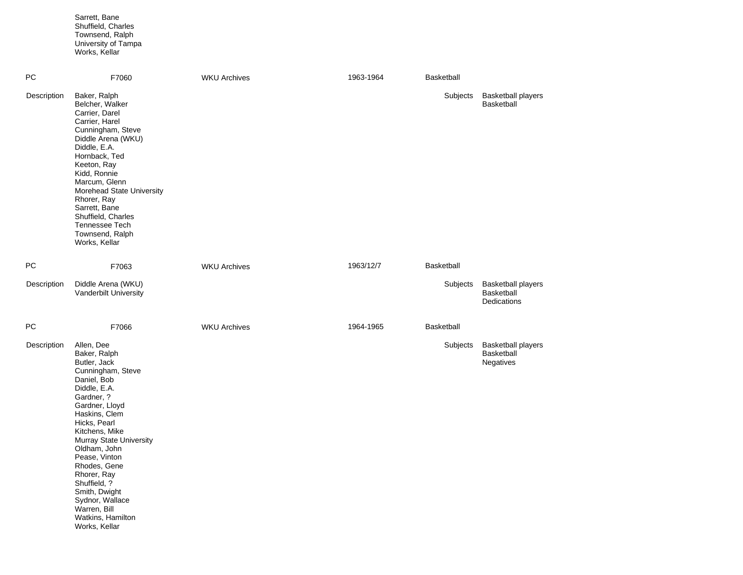Sarrett, Bane
Shuffield, Charles
Townsend, Ralph
University of Tampa
Works, Kellar

| PC | F7060 | WKU Archives | 1963-1964 | Basketball |
|---|---|---|---|---|

Description:
Baker, Ralph
Belcher, Walker
Carrier, Darel
Carrier, Harel
Cunningham, Steve
Diddle Arena (WKU)
Diddle, E.A.
Hornback, Ted
Keeton, Ray
Kidd, Ronnie
Marcum, Glenn
Morehead State University
Rhorer, Ray
Sarrett, Bane
Shuffield, Charles
Tennessee Tech
Townsend, Ralph
Works, Kellar

Subjects:
Basketball players
Basketball

| PC | F7063 | WKU Archives | 1963/12/7 | Basketball |
|---|---|---|---|---|

Description:
Diddle Arena (WKU)
Vanderbilt University

Subjects:
Basketball players
Basketball
Dedications

| PC | F7066 | WKU Archives | 1964-1965 | Basketball |
|---|---|---|---|---|

Description:
Allen, Dee
Baker, Ralph
Butler, Jack
Cunningham, Steve
Daniel, Bob
Diddle, E.A.
Gardner, ?
Gardner, Lloyd
Haskins, Clem
Hicks, Pearl
Kitchens, Mike
Murray State University
Oldham, John
Pease, Vinton
Rhodes, Gene
Rhorer, Ray
Shuffield, ?
Smith, Dwight
Sydnor, Wallace
Warren, Bill
Watkins, Hamilton
Works, Kellar

Subjects:
Basketball players
Basketball
Negatives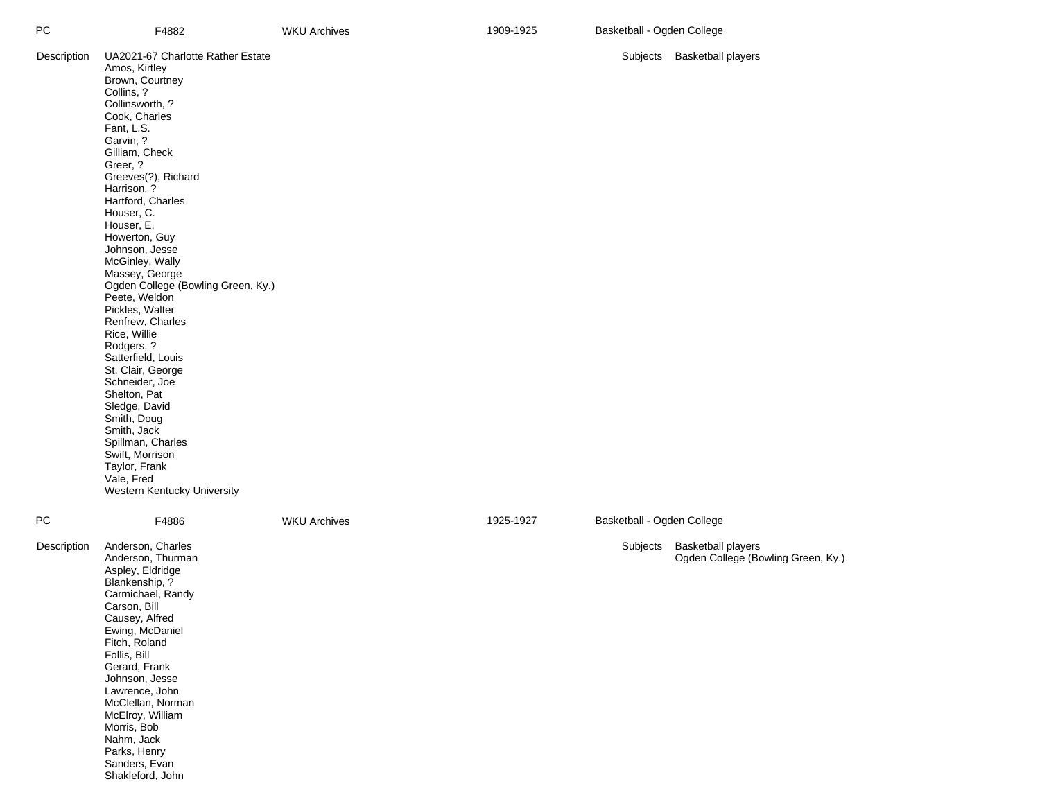PC | F4882 | WKU Archives | 1909-1925 | Basketball - Ogden College

Description

UA2021-67 Charlotte Rather Estate
Amos, Kirtley
Brown, Courtney
Collins, ?
Collinsworth, ?
Cook, Charles
Fant, L.S.
Garvin, ?
Gilliam, Check
Greer, ?
Greeves(?), Richard
Harrison, ?
Hartford, Charles
Houser, C.
Houser, E.
Howerton, Guy
Johnson, Jesse
McGinley, Wally
Massey, George
Ogden College (Bowling Green, Ky.)
Peete, Weldon
Pickles, Walter
Renfrew, Charles
Rice, Willie
Rodgers, ?
Satterfield, Louis
St. Clair, George
Schneider, Joe
Shelton, Pat
Sledge, David
Smith, Doug
Smith, Jack
Spillman, Charles
Swift, Morrison
Taylor, Frank
Vale, Fred
Western Kentucky University

Subjects

Basketball players

PC | F4886 | WKU Archives | 1925-1927 | Basketball - Ogden College

Description

Anderson, Charles
Anderson, Thurman
Aspley, Eldridge
Blankenship, ?
Carmichael, Randy
Carson, Bill
Causey, Alfred
Ewing, McDaniel
Fitch, Roland
Follis, Bill
Gerard, Frank
Johnson, Jesse
Lawrence, John
McClellan, Norman
McElroy, William
Morris, Bob
Nahm, Jack
Parks, Henry
Sanders, Evan
Shakleford, John

Subjects

Basketball players
Ogden College (Bowling Green, Ky.)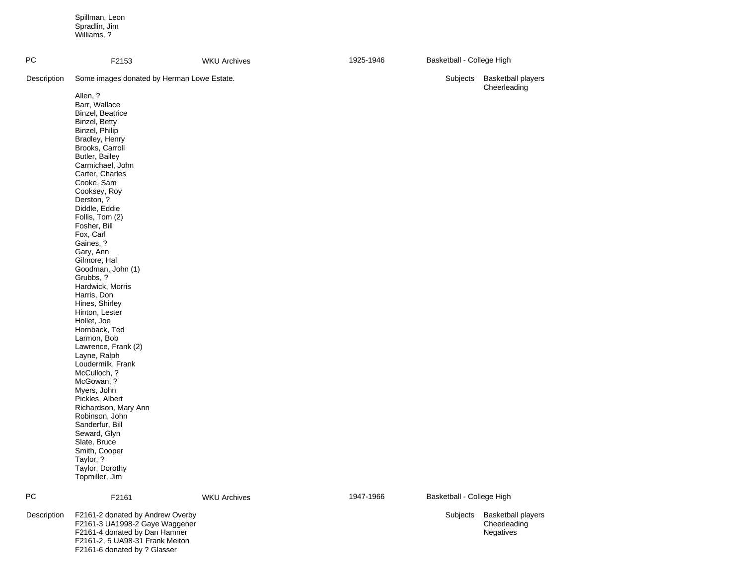Spillman, Leon
Spradlin, Jim
Williams, ?

| PC | F2153 | WKU Archives | 1925-1946 | Basketball - College High |
|---|---|---|---|---|

**Description** Some images donated by Herman Lowe Estate.

**Subjects** Basketball players; Cheerleading

Allen, ?
Barr, Wallace
Binzel, Beatrice
Binzel, Betty
Binzel, Philip
Bradley, Henry
Brooks, Carroll
Butler, Bailey
Carmichael, John
Carter, Charles
Cooke, Sam
Cooksey, Roy
Derston, ?
Diddle, Eddie
Follis, Tom (2)
Fosher, Bill
Fox, Carl
Gaines, ?
Gary, Ann
Gilmore, Hal
Goodman, John (1)
Grubbs, ?
Hardwick, Morris
Harris, Don
Hines, Shirley
Hinton, Lester
Hollet, Joe
Hornback, Ted
Larmon, Bob
Lawrence, Frank (2)
Layne, Ralph
Loudermilk, Frank
McCulloch, ?
McGowan, ?
Myers, John
Pickles, Albert
Richardson, Mary Ann
Robinson, John
Sanderfur, Bill
Seward, Glyn
Slate, Bruce
Smith, Cooper
Taylor, ?
Taylor, Dorothy
Topmiller, Jim

| PC | F2161 | WKU Archives | 1947-1966 | Basketball - College High |
|---|---|---|---|---|

**Description**
F2161-2 donated by Andrew Overby
F2161-3 UA1998-2 Gaye Waggener
F2161-4 donated by Dan Hamner
F2161-2, 5 UA98-31 Frank Melton
F2161-6 donated by ? Glasser

**Subjects** Basketball players; Cheerleading; Negatives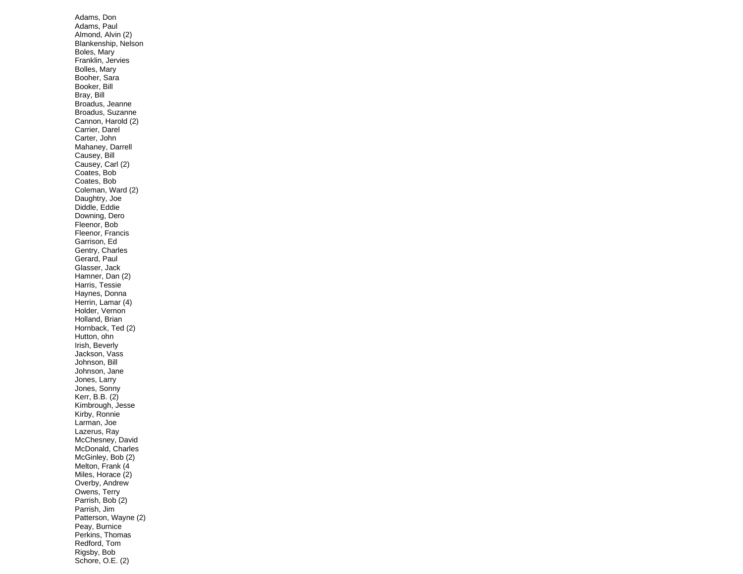Adams, Don
Adams, Paul
Almond, Alvin (2)
Blankenship, Nelson
Boles, Mary
Franklin, Jervies
Bolles, Mary
Booher, Sara
Booker, Bill
Bray, Bill
Broadus, Jeanne
Broadus, Suzanne
Cannon, Harold (2)
Carrier, Darel
Carter, John
Mahaney, Darrell
Causey, Bill
Causey, Carl (2)
Coates, Bob
Coates, Bob
Coleman, Ward (2)
Daughtry, Joe
Diddle, Eddie
Downing, Dero
Fleenor, Bob
Fleenor, Francis
Garrison, Ed
Gentry, Charles
Gerard, Paul
Glasser, Jack
Hamner, Dan (2)
Harris, Tessie
Haynes, Donna
Herrin, Lamar (4)
Holder, Vernon
Holland, Brian
Hornback, Ted (2)
Hutton, ohn
Irish, Beverly
Jackson, Vass
Johnson, Bill
Johnson, Jane
Jones, Larry
Jones, Sonny
Kerr, B.B. (2)
Kimbrough, Jesse
Kirby, Ronnie
Larman, Joe
Lazerus, Ray
McChesney, David
McDonald, Charles
McGinley, Bob (2)
Melton, Frank (4
Miles, Horace (2)
Overby, Andrew
Owens, Terry
Parrish, Bob (2)
Parrish, Jim
Patterson, Wayne (2)
Peay, Burnice
Perkins, Thomas
Redford, Tom
Rigsby, Bob
Schore, O.E. (2)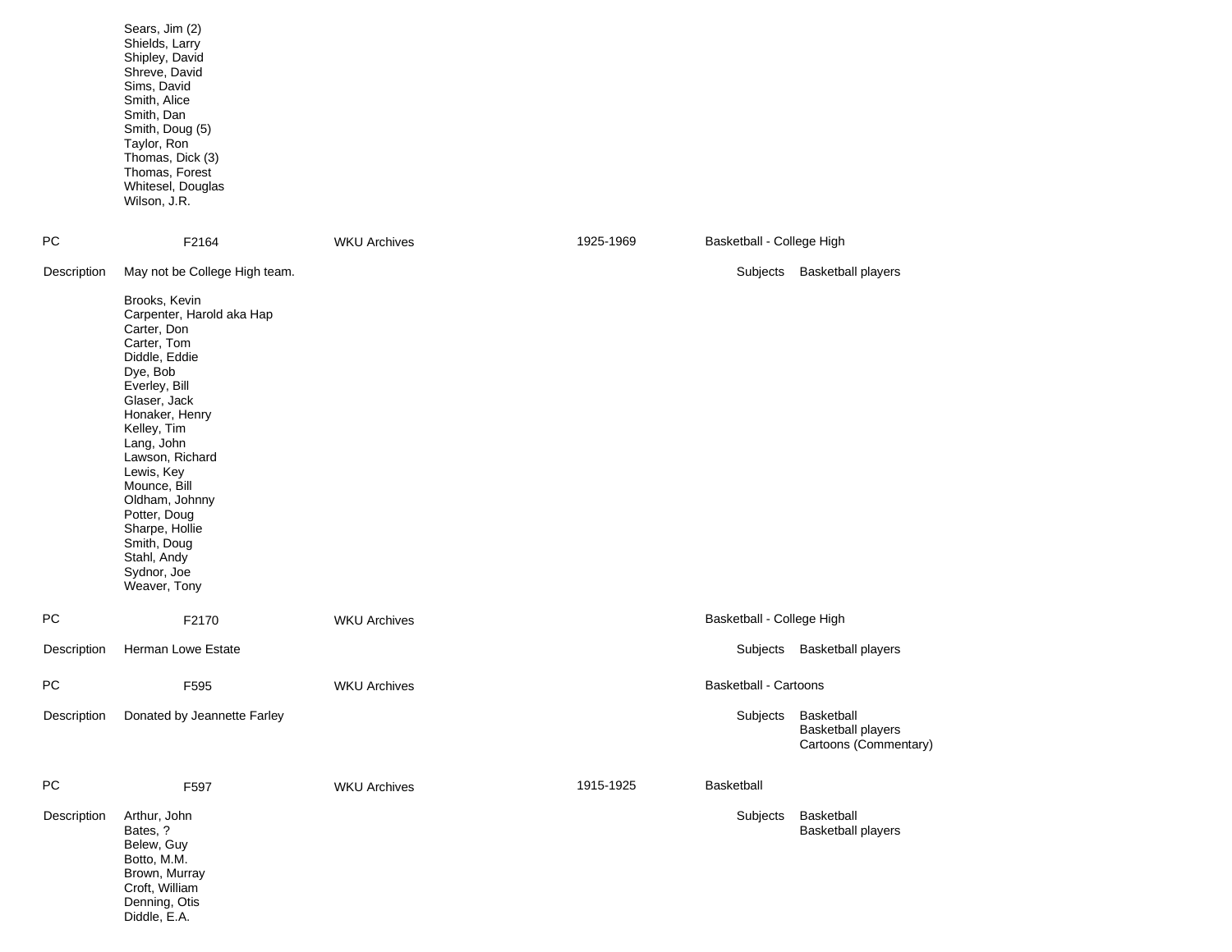Sears, Jim (2)
Shields, Larry
Shipley, David
Shreve, David
Sims, David
Smith, Alice
Smith, Dan
Smith, Doug (5)
Taylor, Ron
Thomas, Dick (3)
Thomas, Forest
Whitesel, Douglas
Wilson, J.R.

| PC | F2164 | WKU Archives | 1925-1969 | Basketball - College High |
|---|---|---|---|---|

Description: May not be College High team.

Subjects: Basketball players

Brooks, Kevin
Carpenter, Harold aka Hap
Carter, Don
Carter, Tom
Diddle, Eddie
Dye, Bob
Everley, Bill
Glaser, Jack
Honaker, Henry
Kelley, Tim
Lang, John
Lawson, Richard
Lewis, Key
Mounce, Bill
Oldham, Johnny
Potter, Doug
Sharpe, Hollie
Smith, Doug
Stahl, Andy
Sydnor, Joe
Weaver, Tony

| PC | F2170 | WKU Archives | | Basketball - College High |
|---|---|---|---|---|

Description: Herman Lowe Estate

Subjects: Basketball players

| PC | F595 | WKU Archives | | Basketball - Cartoons |
|---|---|---|---|---|

Description: Donated by Jeannette Farley

Subjects: Basketball
Basketball players
Cartoons (Commentary)

| PC | F597 | WKU Archives | 1915-1925 | Basketball |
|---|---|---|---|---|

Description:

Arthur, John
Bates, ?
Belew, Guy
Botto, M.M.
Brown, Murray
Croft, William
Denning, Otis
Diddle, E.A.

Subjects: Basketball
Basketball players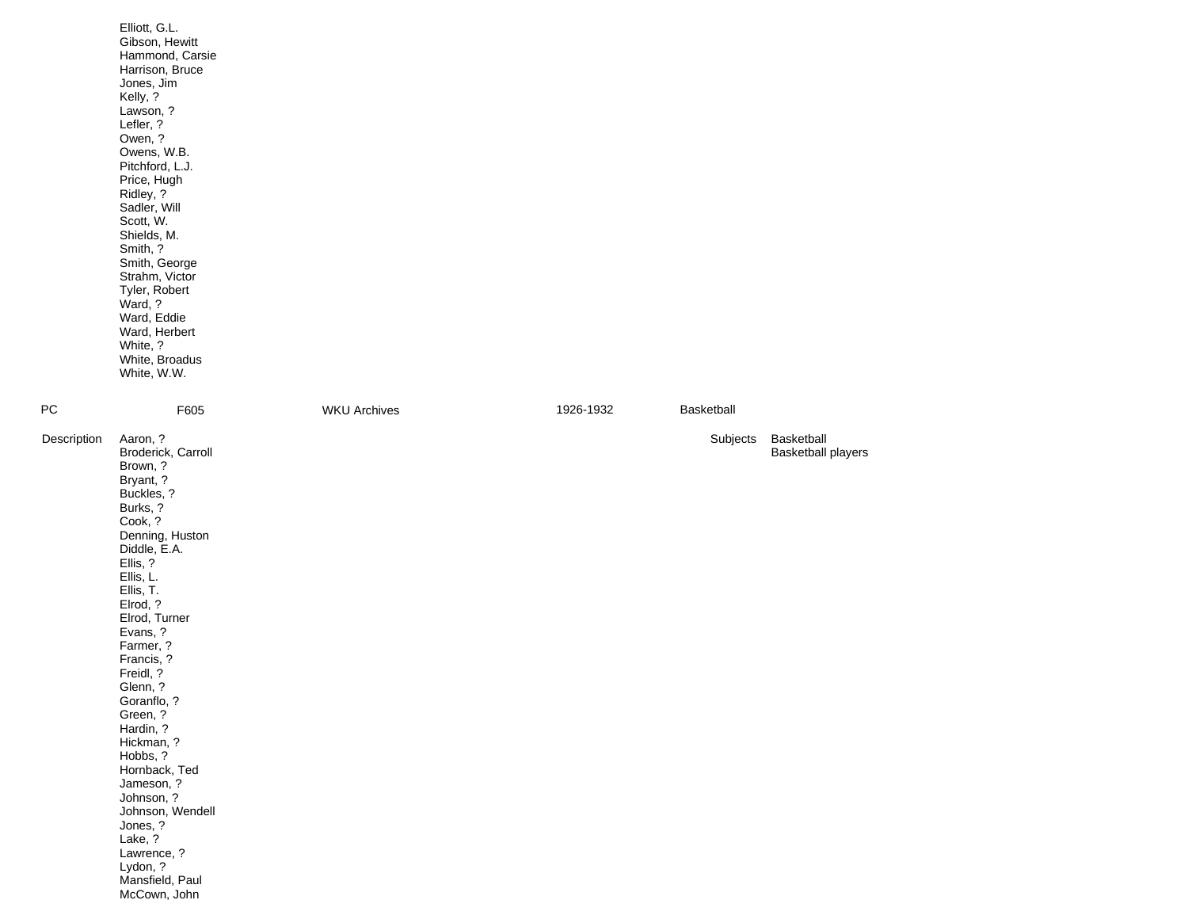Elliott, G.L.
Gibson, Hewitt
Hammond, Carsie
Harrison, Bruce
Jones, Jim
Kelly, ?
Lawson, ?
Lefler, ?
Owen, ?
Owens, W.B.
Pitchford, L.J.
Price, Hugh
Ridley, ?
Sadler, Will
Scott, W.
Shields, M.
Smith, ?
Smith, George
Strahm, Victor
Tyler, Robert
Ward, ?
Ward, Eddie
Ward, Herbert
White, ?
White, Broadus
White, W.W.

| PC | F605 | WKU Archives | 1926-1932 | Basketball |
|---|---|---|---|---|

Description

Aaron, ?
Broderick, Carroll
Brown, ?
Bryant, ?
Buckles, ?
Burks, ?
Cook, ?
Denning, Huston
Diddle, E.A.
Ellis, ?
Ellis, L.
Ellis, T.
Elrod, ?
Elrod, Turner
Evans, ?
Farmer, ?
Francis, ?
Freidl, ?
Glenn, ?
Goranflo, ?
Green, ?
Hardin, ?
Hickman, ?
Hobbs, ?
Hornback, Ted
Jameson, ?
Johnson, ?
Johnson, Wendell
Jones, ?
Lake, ?
Lawrence, ?
Lydon, ?
Mansfield, Paul
McCown, John

Subjects

Basketball
Basketball players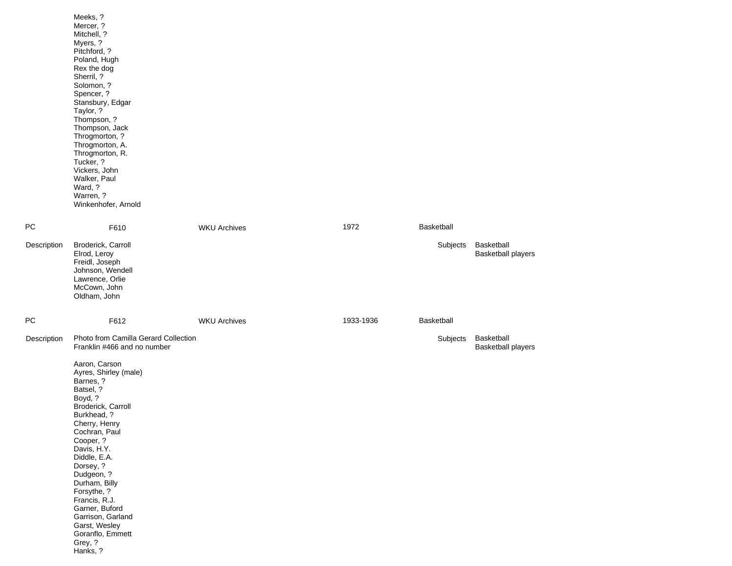Meeks, ?
Mercer, ?
Mitchell, ?
Myers, ?
Pitchford, ?
Poland, Hugh
Rex the dog
Sherril, ?
Solomon, ?
Spencer, ?
Stansbury, Edgar
Taylor, ?
Thompson, ?
Thompson, Jack
Throgmorton, ?
Throgmorton, A.
Throgmorton, R.
Tucker, ?
Vickers, John
Walker, Paul
Ward, ?
Warren, ?
Winkenhofer, Arnold

| PC | F610 | WKU Archives | 1972 | Basketball |
|---|---|---|---|---|

Description

Broderick, Carroll
Elrod, Leroy
Freidl, Joseph
Johnson, Wendell
Lawrence, Orlie
McCown, John
Oldham, John

Subjects

Basketball
Basketball players

| PC | F612 | WKU Archives | 1933-1936 | Basketball |
|---|---|---|---|---|

Description

Photo from Camilla Gerard Collection
Franklin #466 and no number

Aaron, Carson
Ayres, Shirley (male)
Barnes, ?
Batsel, ?
Boyd, ?
Broderick, Carroll
Burkhead, ?
Cherry, Henry
Cochran, Paul
Cooper, ?
Davis, H.Y.
Diddle, E.A.
Dorsey, ?
Dudgeon, ?
Durham, Billy
Forsythe, ?
Francis, R.J.
Garner, Buford
Garrison, Garland
Garst, Wesley
Goranflo, Emmett
Grey, ?
Hanks, ?

Subjects

Basketball
Basketball players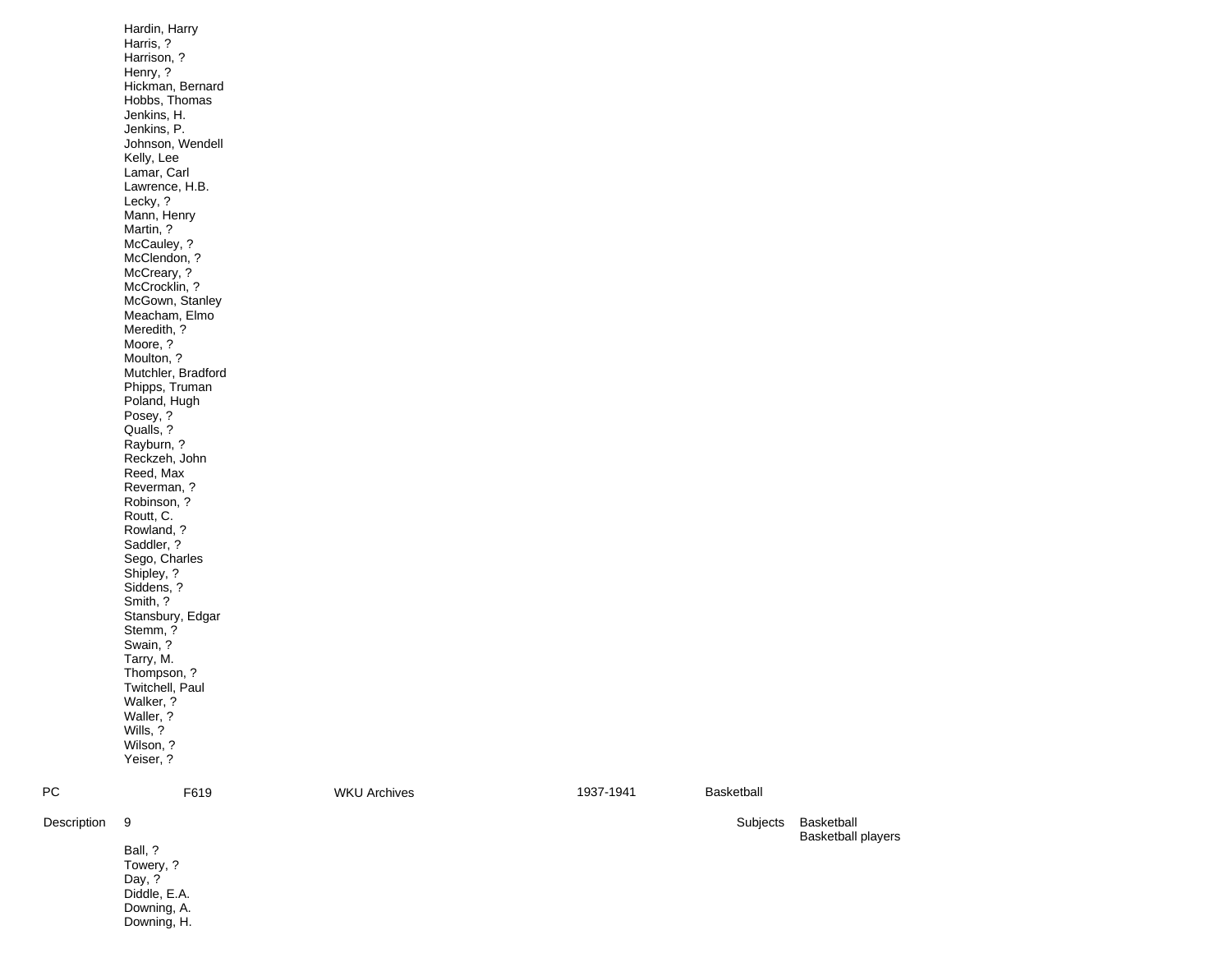Hardin, Harry
Harris, ?
Harrison, ?
Henry, ?
Hickman, Bernard
Hobbs, Thomas
Jenkins, H.
Jenkins, P.
Johnson, Wendell
Kelly, Lee
Lamar, Carl
Lawrence, H.B.
Lecky, ?
Mann, Henry
Martin, ?
McCauley, ?
McClendon, ?
McCreary, ?
McCrocklin, ?
McGown, Stanley
Meacham, Elmo
Meredith, ?
Moore, ?
Moulton, ?
Mutchler, Bradford
Phipps, Truman
Poland, Hugh
Posey, ?
Qualls, ?
Rayburn, ?
Reckzeh, John
Reed, Max
Reverman, ?
Robinson, ?
Routt, C.
Rowland, ?
Saddler, ?
Sego, Charles
Shipley, ?
Siddens, ?
Smith, ?
Stansbury, Edgar
Stemm, ?
Swain, ?
Tarry, M.
Thompson, ?
Twitchell, Paul
Walker, ?
Waller, ?
Wills, ?
Wilson, ?
Yeiser, ?

| PC | F619 | WKU Archives | 1937-1941 | Basketball |
|---|---|---|---|---|

Description 9

Subjects: Basketball; Basketball players

Ball, ?
Towery, ?
Day, ?
Diddle, E.A.
Downing, A.
Downing, H.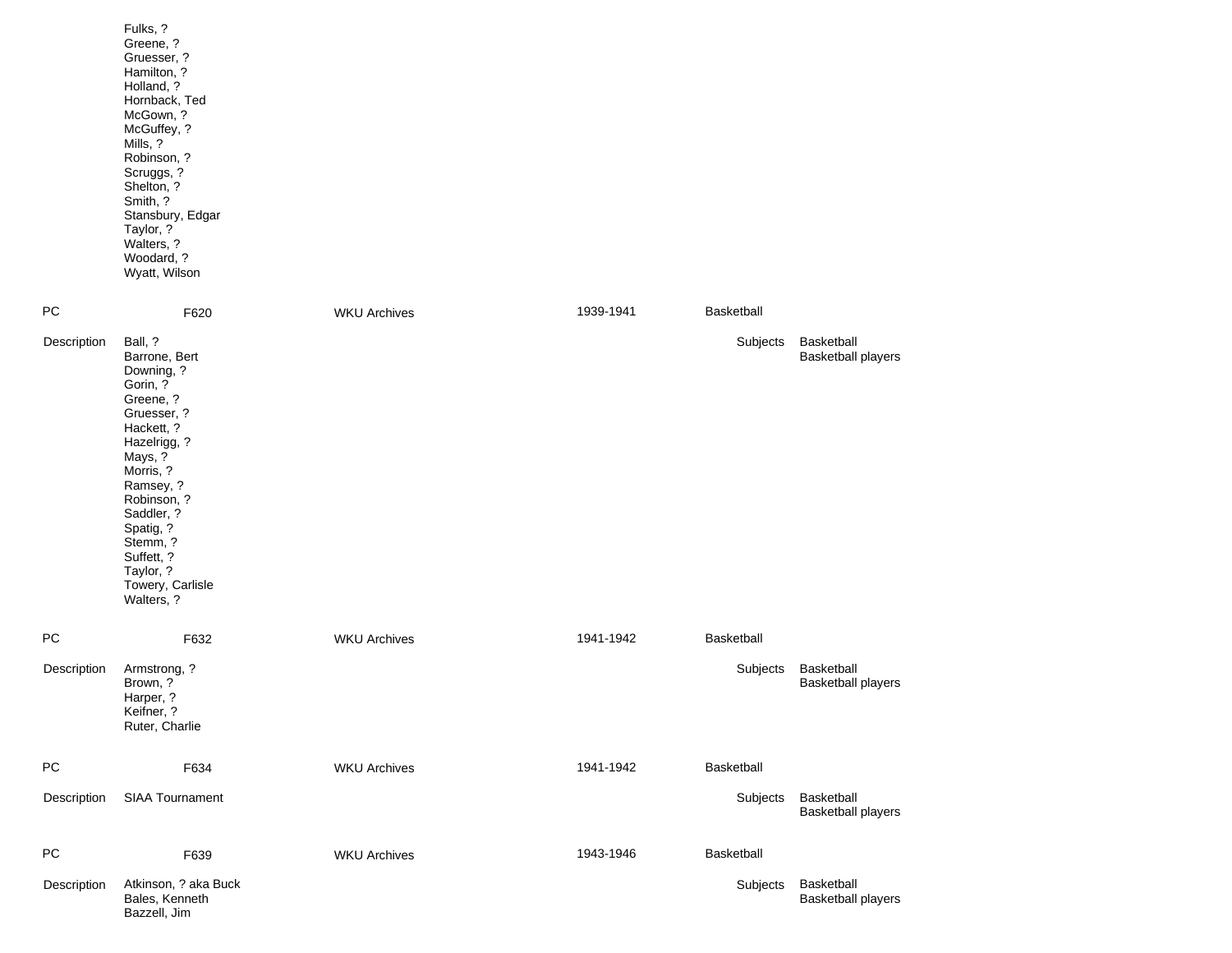Fulks, ?
Greene, ?
Gruesser, ?
Hamilton, ?
Holland, ?
Hornback, Ted
McGown, ?
McGuffey, ?
Mills, ?
Robinson, ?
Scruggs, ?
Shelton, ?
Smith, ?
Stansbury, Edgar
Taylor, ?
Walters, ?
Woodard, ?
Wyatt, Wilson

| PC | F620 | WKU Archives | 1939-1941 | Basketball |
|---|---|---|---|---|

Description: Ball, ?
Barrone, Bert
Downing, ?
Gorin, ?
Greene, ?
Gruesser, ?
Hackett, ?
Hazelrigg, ?
Mays, ?
Morris, ?
Ramsey, ?
Robinson, ?
Saddler, ?
Spatig, ?
Stemm, ?
Suffett, ?
Taylor, ?
Towery, Carlisle
Walters, ?

Subjects: Basketball
Basketball players

| PC | F632 | WKU Archives | 1941-1942 | Basketball |
|---|---|---|---|---|

Description: Armstrong, ?
Brown, ?
Harper, ?
Keifner, ?
Ruter, Charlie

Subjects: Basketball
Basketball players

| PC | F634 | WKU Archives | 1941-1942 | Basketball |
|---|---|---|---|---|

Description: SIAA Tournament

Subjects: Basketball
Basketball players

| PC | F639 | WKU Archives | 1943-1946 | Basketball |
|---|---|---|---|---|

Description: Atkinson, ? aka Buck
Bales, Kenneth
Bazzell, Jim

Subjects: Basketball
Basketball players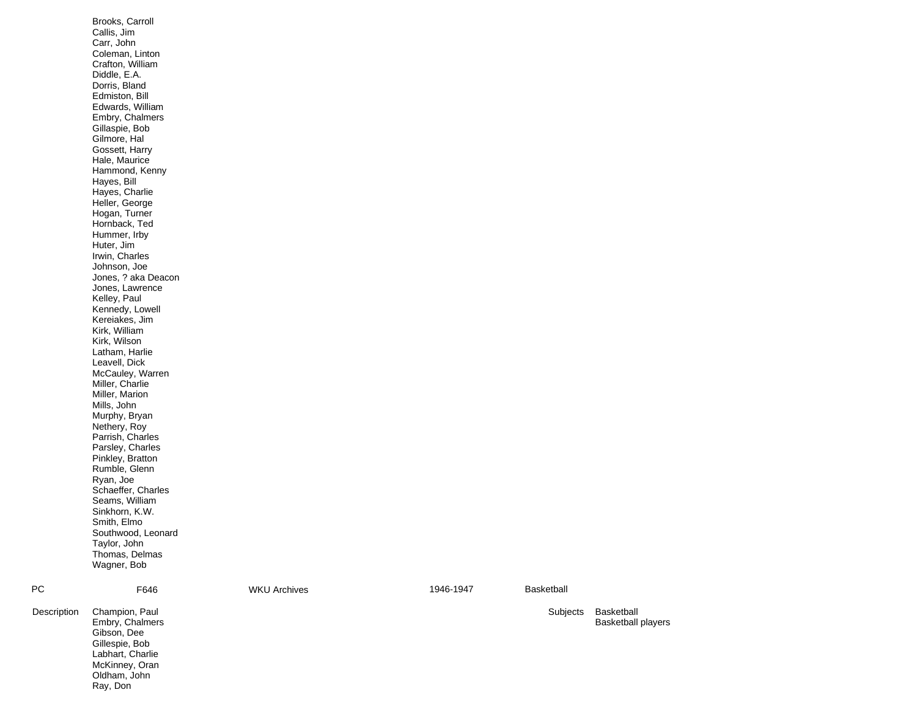Brooks, Carroll
Callis, Jim
Carr, John
Coleman, Linton
Crafton, William
Diddle, E.A.
Dorris, Bland
Edmiston, Bill
Edwards, William
Embry, Chalmers
Gillaspie, Bob
Gilmore, Hal
Gossett, Harry
Hale, Maurice
Hammond, Kenny
Hayes, Bill
Hayes, Charlie
Heller, George
Hogan, Turner
Hornback, Ted
Hummer, Irby
Huter, Jim
Irwin, Charles
Johnson, Joe
Jones, ? aka Deacon
Jones, Lawrence
Kelley, Paul
Kennedy, Lowell
Kereiakes, Jim
Kirk, William
Kirk, Wilson
Latham, Harlie
Leavell, Dick
McCauley, Warren
Miller, Charlie
Miller, Marion
Mills, John
Murphy, Bryan
Nethery, Roy
Parrish, Charles
Parsley, Charles
Pinkley, Bratton
Rumble, Glenn
Ryan, Joe
Schaeffer, Charles
Seams, William
Sinkhorn, K.W.
Smith, Elmo
Southwood, Leonard
Taylor, John
Thomas, Delmas
Wagner, Bob

| PC | F646 | WKU Archives | 1946-1947 | Basketball |
|---|---|---|---|---|

Description
Champion, Paul
Embry, Chalmers
Gibson, Dee
Gillespie, Bob
Labhart, Charlie
McKinney, Oran
Oldham, John
Ray, Don

Subjects
Basketball
Basketball players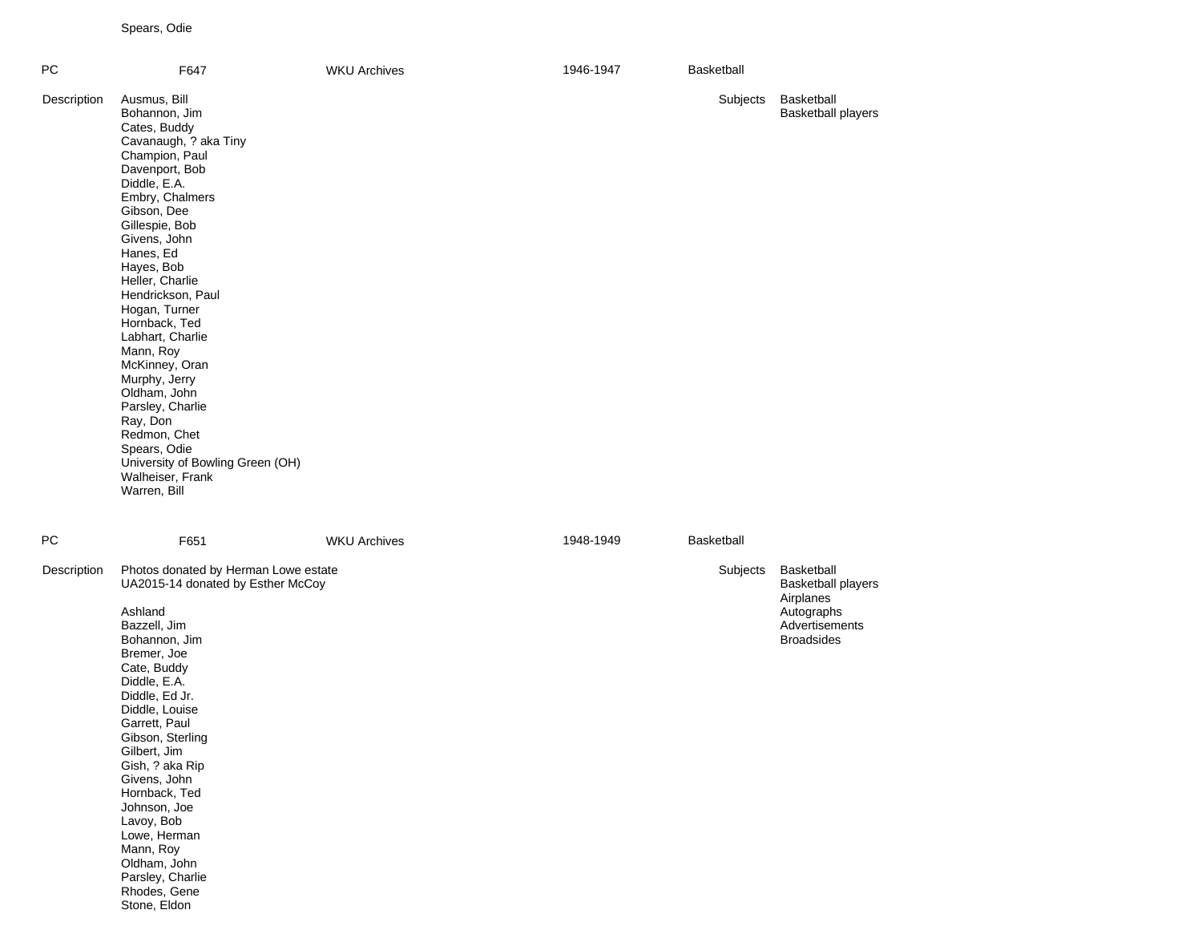Spears, Odie

| PC | F647 | WKU Archives | 1946-1947 | Basketball |
|---|---|---|---|---|

Description

Ausmus, Bill
Bohannon, Jim
Cates, Buddy
Cavanaugh, ? aka Tiny
Champion, Paul
Davenport, Bob
Diddle, E.A.
Embry, Chalmers
Gibson, Dee
Gillespie, Bob
Givens, John
Hanes, Ed
Hayes, Bob
Heller, Charlie
Hendrickson, Paul
Hogan, Turner
Hornback, Ted
Labhart, Charlie
Mann, Roy
McKinney, Oran
Murphy, Jerry
Oldham, John
Parsley, Charlie
Ray, Don
Redmon, Chet
Spears, Odie
University of Bowling Green (OH)
Walheiser, Frank
Warren, Bill

Subjects

Basketball
Basketball players

| PC | F651 | WKU Archives | 1948-1949 | Basketball |
|---|---|---|---|---|

Description

Photos donated by Herman Lowe estate
UA2015-14 donated by Esther McCoy

Ashland
Bazzell, Jim
Bohannon, Jim
Bremer, Joe
Cate, Buddy
Diddle, E.A.
Diddle, Ed Jr.
Diddle, Louise
Garrett, Paul
Gibson, Sterling
Gilbert, Jim
Gish, ? aka Rip
Givens, John
Hornback, Ted
Johnson, Joe
Lavoy, Bob
Lowe, Herman
Mann, Roy
Oldham, John
Parsley, Charlie
Rhodes, Gene
Stone, Eldon

Subjects

Basketball
Basketball players
Airplanes
Autographs
Advertisements
Broadsides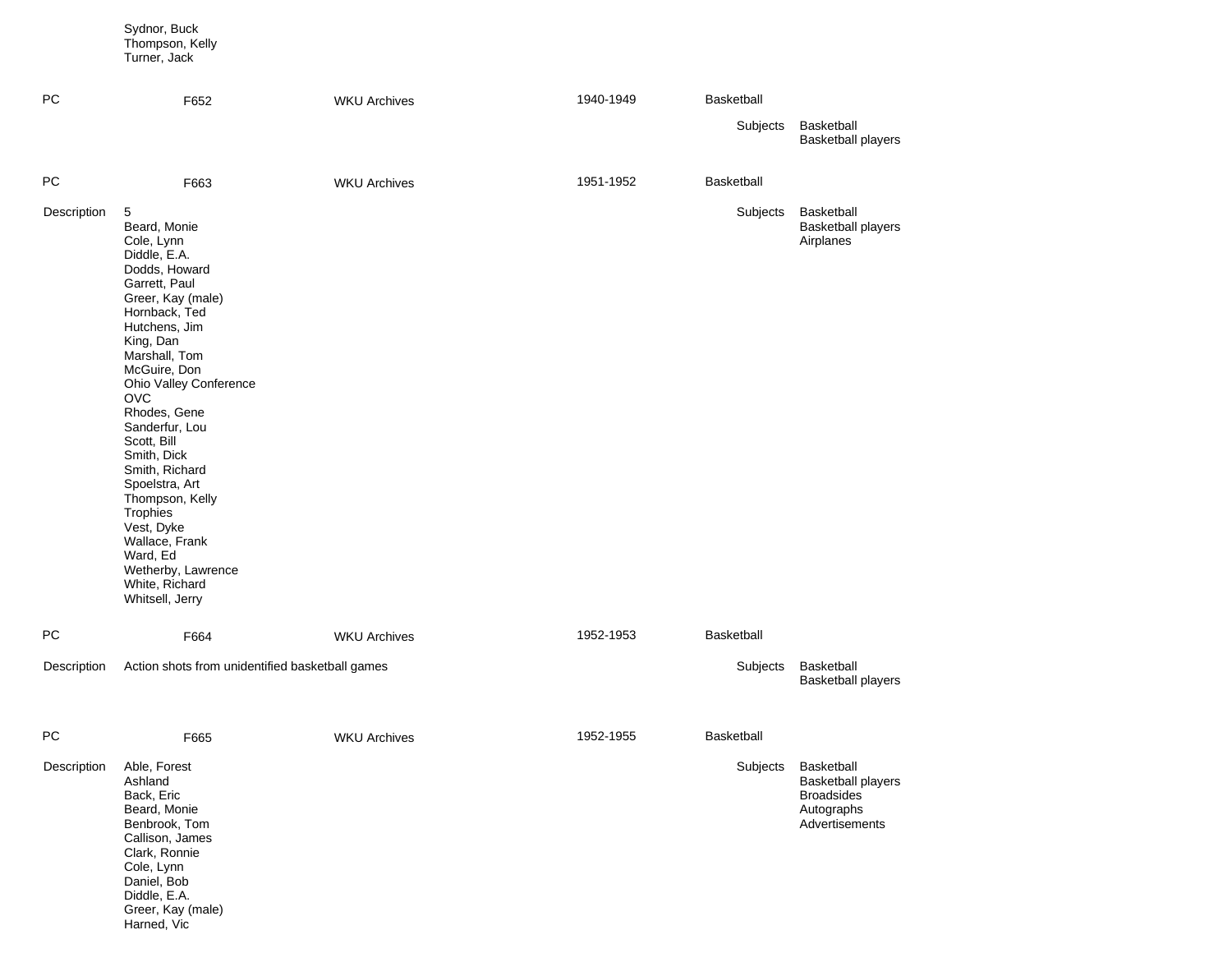Sydnor, Buck
Thompson, Kelly
Turner, Jack

PC | F652 | WKU Archives | 1940-1949 | Basketball

Subjects: Basketball
Basketball players

PC | F663 | WKU Archives | 1951-1952 | Basketball

Description: 5
Beard, Monie
Cole, Lynn
Diddle, E.A.
Dodds, Howard
Garrett, Paul
Greer, Kay (male)
Hornback, Ted
Hutchens, Jim
King, Dan
Marshall, Tom
McGuire, Don
Ohio Valley Conference
OVC
Rhodes, Gene
Sanderfur, Lou
Scott, Bill
Smith, Dick
Smith, Richard
Spoelstra, Art
Thompson, Kelly
Trophies
Vest, Dyke
Wallace, Frank
Ward, Ed
Wetherby, Lawrence
White, Richard
Whitsell, Jerry

Subjects: Basketball
Basketball players
Airplanes

PC | F664 | WKU Archives | 1952-1953 | Basketball

Description: Action shots from unidentified basketball games

Subjects: Basketball
Basketball players

PC | F665 | WKU Archives | 1952-1955 | Basketball

Description: Able, Forest
Ashland
Back, Eric
Beard, Monie
Benbrook, Tom
Callison, James
Clark, Ronnie
Cole, Lynn
Daniel, Bob
Diddle, E.A.
Greer, Kay (male)
Harned, Vic

Subjects: Basketball
Basketball players
Broadsides
Autographs
Advertisements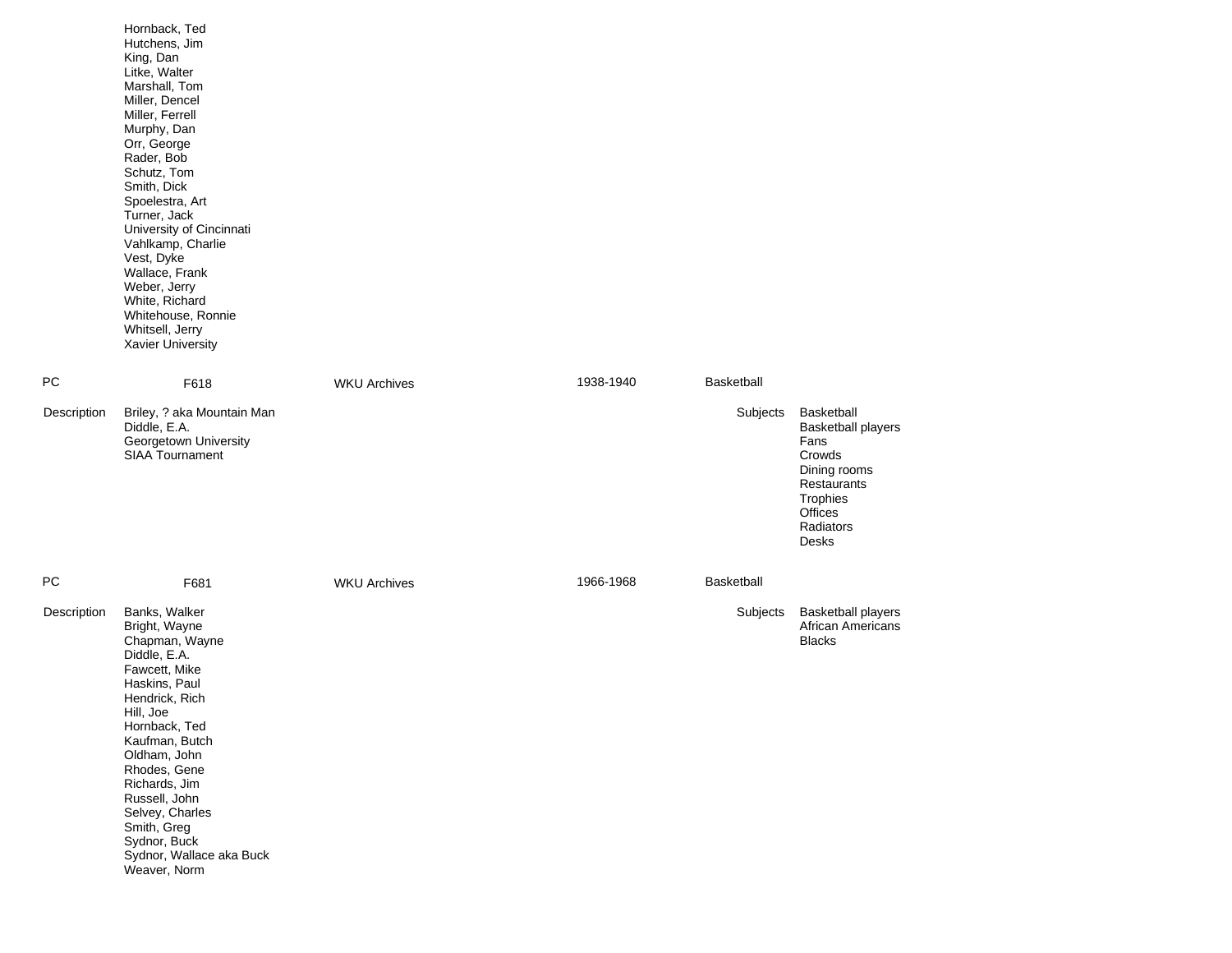Hornback, Ted
Hutchens, Jim
King, Dan
Litke, Walter
Marshall, Tom
Miller, Dencel
Miller, Ferrell
Murphy, Dan
Orr, George
Rader, Bob
Schutz, Tom
Smith, Dick
Spoelestra, Art
Turner, Jack
University of Cincinnati
Vahlkamp, Charlie
Vest, Dyke
Wallace, Frank
Weber, Jerry
White, Richard
Whitehouse, Ronnie
Whitsell, Jerry
Xavier University

| PC | F618 | WKU Archives | 1938-1940 | Basketball |
|---|---|---|---|---|

**Description**

Briley, ? aka Mountain Man
Diddle, E.A.
Georgetown University
SIAA Tournament

**Subjects**

Basketball
Basketball players
Fans
Crowds
Dining rooms
Restaurants
Trophies
Offices
Radiators
Desks

| PC | F681 | WKU Archives | 1966-1968 | Basketball |
|---|---|---|---|---|

**Description**

Banks, Walker
Bright, Wayne
Chapman, Wayne
Diddle, E.A.
Fawcett, Mike
Haskins, Paul
Hendrick, Rich
Hill, Joe
Hornback, Ted
Kaufman, Butch
Oldham, John
Rhodes, Gene
Richards, Jim
Russell, John
Selvey, Charles
Smith, Greg
Sydnor, Buck
Sydnor, Wallace aka Buck
Weaver, Norm

**Subjects**

Basketball players
African Americans
Blacks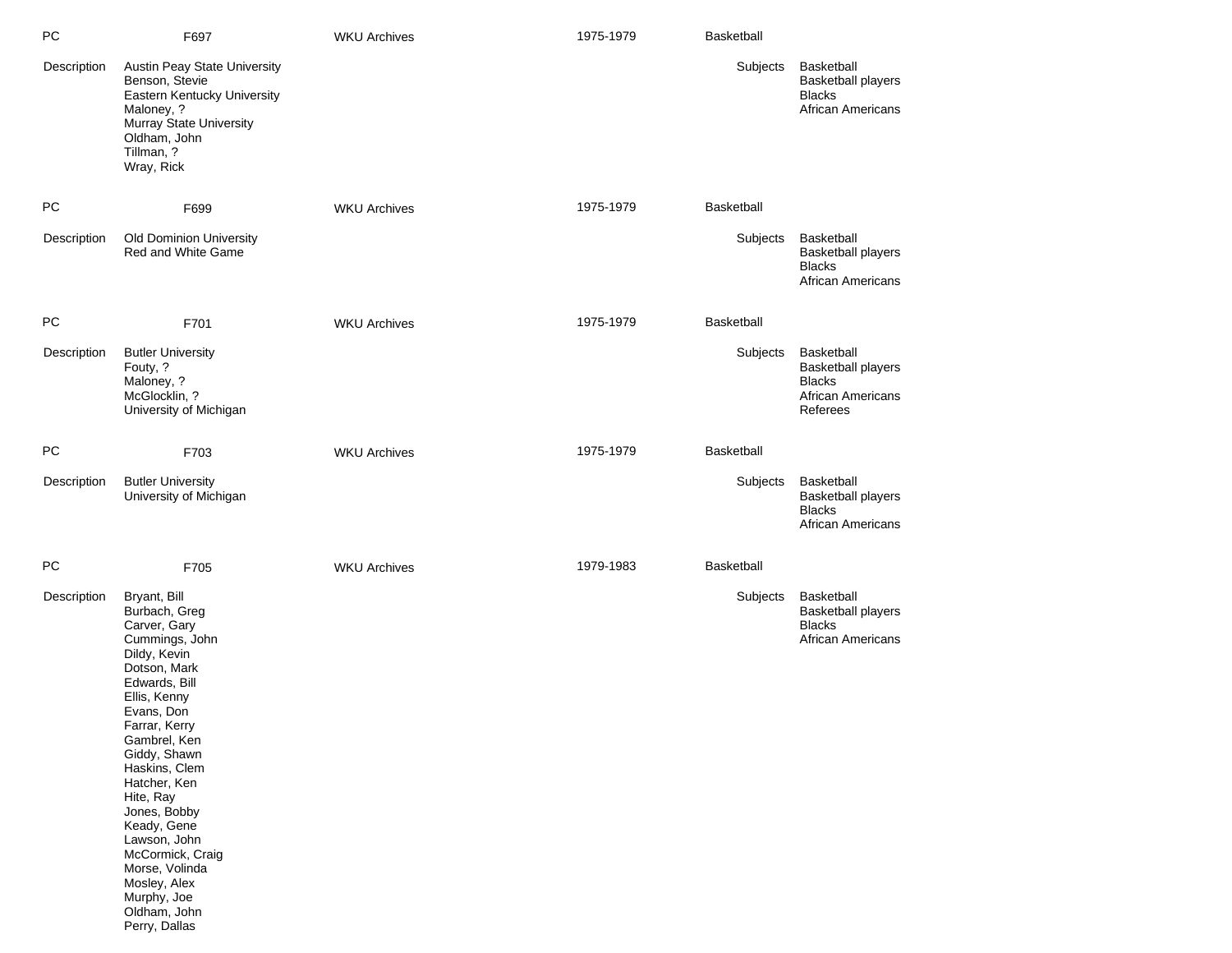PC F697 WKU Archives 1975-1979 Basketball

Description
Austin Peay State University
Benson, Stevie
Eastern Kentucky University
Maloney, ?
Murray State University
Oldham, John
Tillman, ?
Wray, Rick

Subjects
Basketball
Basketball players
Blacks
African Americans

PC F699 WKU Archives 1975-1979 Basketball

Description
Old Dominion University
Red and White Game

Subjects
Basketball
Basketball players
Blacks
African Americans

PC F701 WKU Archives 1975-1979 Basketball

Description
Butler University
Fouty, ?
Maloney, ?
McGlocklin, ?
University of Michigan

Subjects
Basketball
Basketball players
Blacks
African Americans
Referees

PC F703 WKU Archives 1975-1979 Basketball

Description
Butler University
University of Michigan

Subjects
Basketball
Basketball players
Blacks
African Americans

PC F705 WKU Archives 1979-1983 Basketball

Description
Bryant, Bill
Burbach, Greg
Carver, Gary
Cummings, John
Dildy, Kevin
Dotson, Mark
Edwards, Bill
Ellis, Kenny
Evans, Don
Farrar, Kerry
Gambrel, Ken
Giddy, Shawn
Haskins, Clem
Hatcher, Ken
Hite, Ray
Jones, Bobby
Keady, Gene
Lawson, John
McCormick, Craig
Morse, Volinda
Mosley, Alex
Murphy, Joe
Oldham, John
Perry, Dallas

Subjects
Basketball
Basketball players
Blacks
African Americans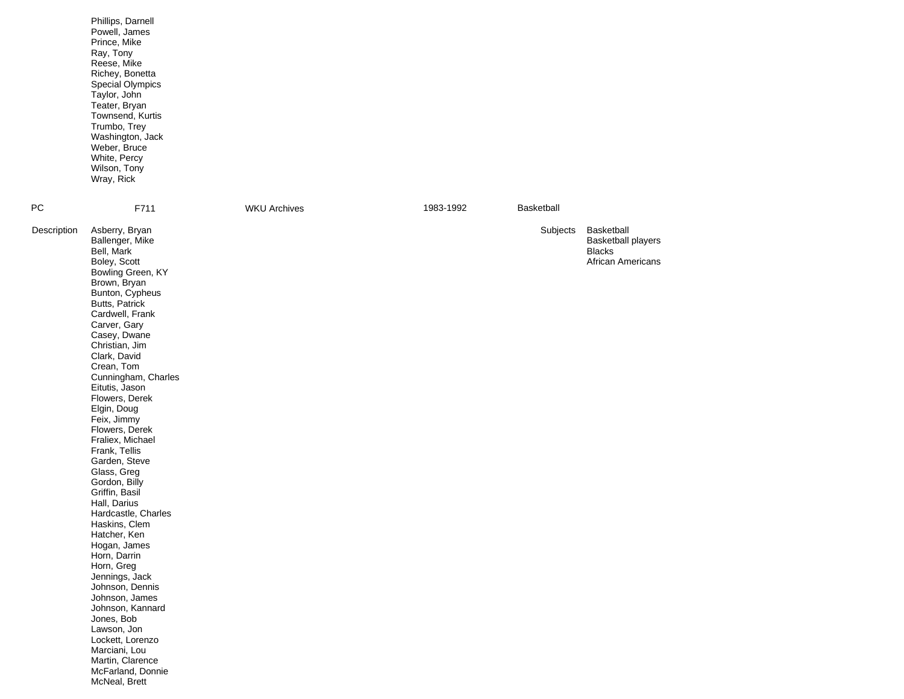Phillips, Darnell
Powell, James
Prince, Mike
Ray, Tony
Reese, Mike
Richey, Bonetta
Special Olympics
Taylor, John
Teater, Bryan
Townsend, Kurtis
Trumbo, Trey
Washington, Jack
Weber, Bruce
White, Percy
Wilson, Tony
Wray, Rick

| PC | F711 | WKU Archives | 1983-1992 | Basketball |
|---|---|---|---|---|

**Description**

Asberry, Bryan
Ballenger, Mike
Bell, Mark
Boley, Scott
Bowling Green, KY
Brown, Bryan
Bunton, Cypheus
Butts, Patrick
Cardwell, Frank
Carver, Gary
Casey, Dwane
Christian, Jim
Clark, David
Crean, Tom
Cunningham, Charles
Eitutis, Jason
Flowers, Derek
Elgin, Doug
Feix, Jimmy
Flowers, Derek
Fraliex, Michael
Frank, Tellis
Garden, Steve
Glass, Greg
Gordon, Billy
Griffin, Basil
Hall, Darius
Hardcastle, Charles
Haskins, Clem
Hatcher, Ken
Hogan, James
Horn, Darrin
Horn, Greg
Jennings, Jack
Johnson, Dennis
Johnson, James
Johnson, Kannard
Jones, Bob
Lawson, Jon
Lockett, Lorenzo
Marciani, Lou
Martin, Clarence
McFarland, Donnie
McNeal, Brett

**Subjects**

Basketball
Basketball players
Blacks
African Americans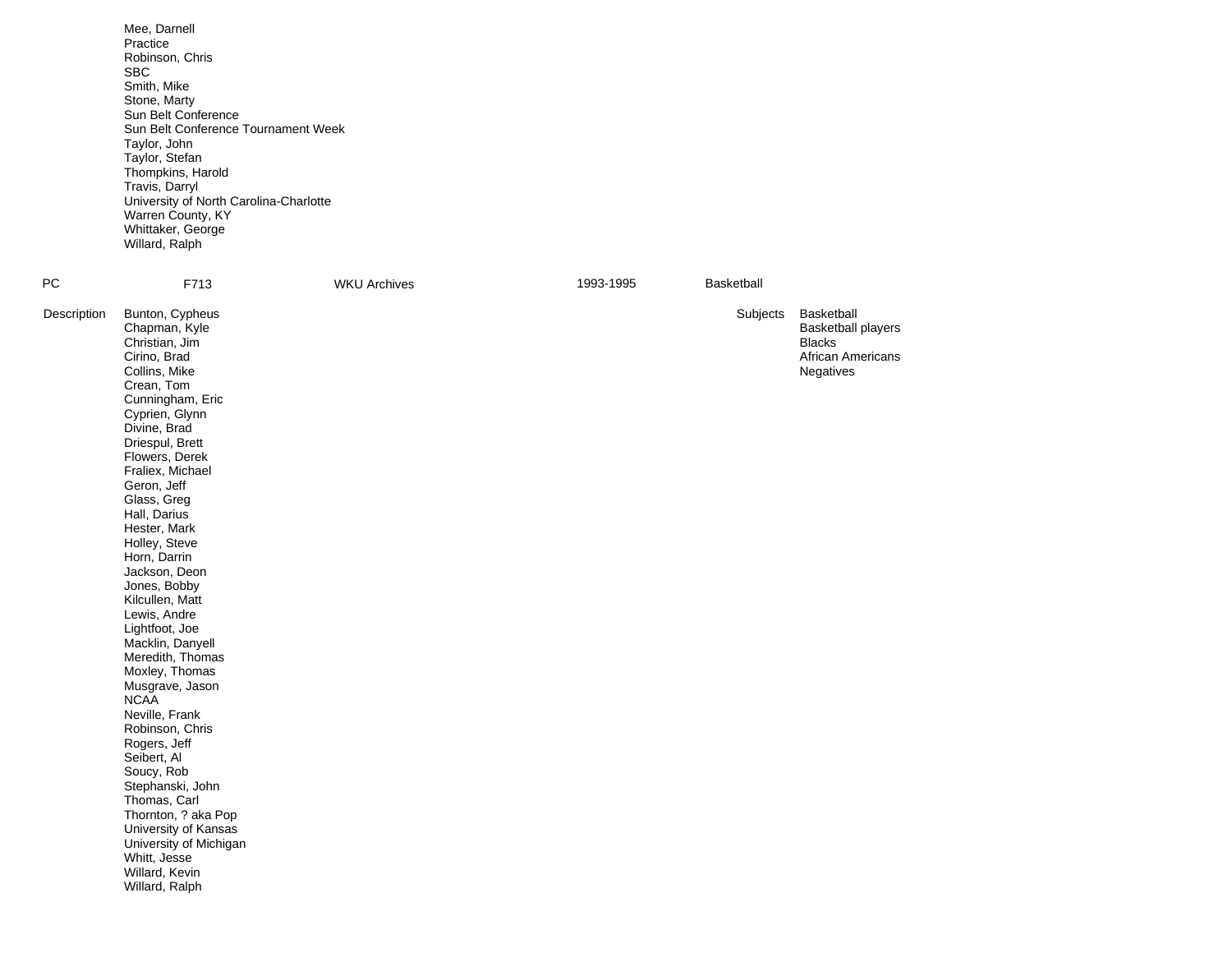Mee, Darnell
Practice
Robinson, Chris
SBC
Smith, Mike
Stone, Marty
Sun Belt Conference
Sun Belt Conference Tournament Week
Taylor, John
Taylor, Stefan
Thompkins, Harold
Travis, Darryl
University of North Carolina-Charlotte
Warren County, KY
Whittaker, George
Willard, Ralph

| PC | F713 | WKU Archives | 1993-1995 | Basketball |
|---|---|---|---|---|

Description

Bunton, Cypheus
Chapman, Kyle
Christian, Jim
Cirino, Brad
Collins, Mike
Crean, Tom
Cunningham, Eric
Cyprien, Glynn
Divine, Brad
Driespul, Brett
Flowers, Derek
Fraliex, Michael
Geron, Jeff
Glass, Greg
Hall, Darius
Hester, Mark
Holley, Steve
Horn, Darrin
Jackson, Deon
Jones, Bobby
Kilcullen, Matt
Lewis, Andre
Lightfoot, Joe
Macklin, Danyell
Meredith, Thomas
Moxley, Thomas
Musgrave, Jason
NCAA
Neville, Frank
Robinson, Chris
Rogers, Jeff
Seibert, Al
Soucy, Rob
Stephanski, John
Thomas, Carl
Thornton, ? aka Pop
University of Kansas
University of Michigan
Whitt, Jesse
Willard, Kevin
Willard, Ralph

Subjects

Basketball
Basketball players
Blacks
African Americans
Negatives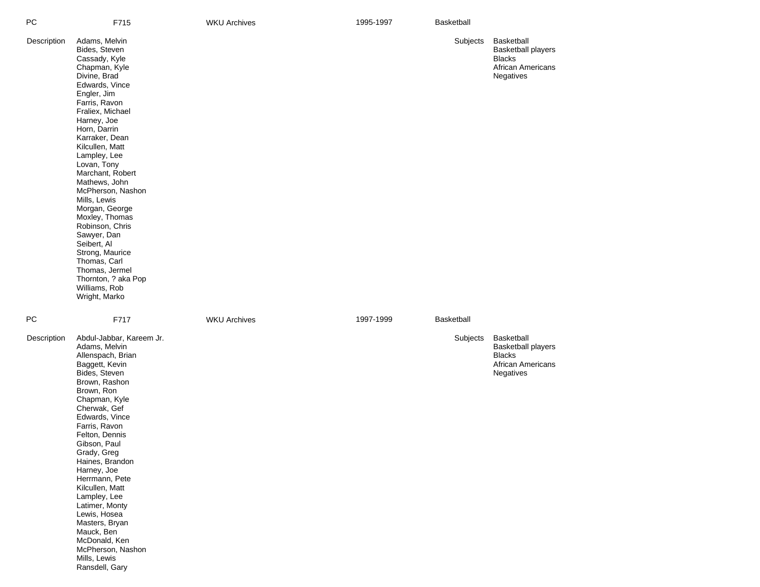PC F715 WKU Archives 1995-1997 Basketball

Description

Adams, Melvin
Bides, Steven
Cassady, Kyle
Chapman, Kyle
Divine, Brad
Edwards, Vince
Engler, Jim
Farris, Ravon
Fraliex, Michael
Harney, Joe
Horn, Darrin
Karraker, Dean
Kilcullen, Matt
Lampley, Lee
Lovan, Tony
Marchant, Robert
Mathews, John
McPherson, Nashon
Mills, Lewis
Morgan, George
Moxley, Thomas
Robinson, Chris
Sawyer, Dan
Seibert, Al
Strong, Maurice
Thomas, Carl
Thomas, Jermel
Thornton, ? aka Pop
Williams, Rob
Wright, Marko

Subjects

Basketball
Basketball players
Blacks
African Americans
Negatives

PC F717 WKU Archives 1997-1999 Basketball

Description

Abdul-Jabbar, Kareem Jr.
Adams, Melvin
Allenspach, Brian
Baggett, Kevin
Bides, Steven
Brown, Rashon
Brown, Ron
Chapman, Kyle
Cherwak, Gef
Edwards, Vince
Farris, Ravon
Felton, Dennis
Gibson, Paul
Grady, Greg
Haines, Brandon
Harney, Joe
Herrmann, Pete
Kilcullen, Matt
Lampley, Lee
Latimer, Monty
Lewis, Hosea
Masters, Bryan
Mauck, Ben
McDonald, Ken
McPherson, Nashon
Mills, Lewis
Ransdell, Gary

Subjects

Basketball
Basketball players
Blacks
African Americans
Negatives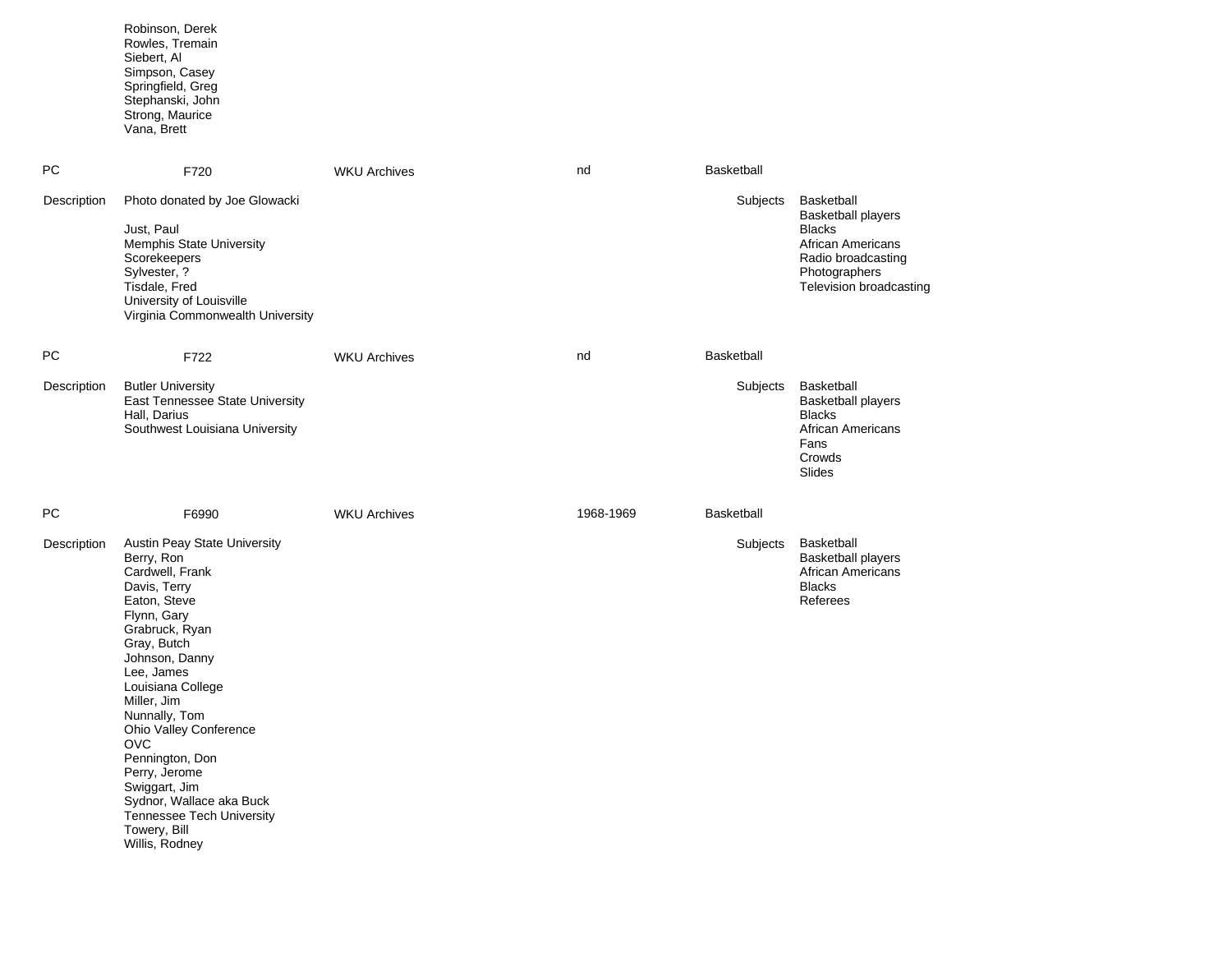Robinson, Derek
Rowles, Tremain
Siebert, Al
Simpson, Casey
Springfield, Greg
Stephanski, John
Strong, Maurice
Vana, Brett

| PC | F720 | WKU Archives | nd | Basketball |
|---|---|---|---|---|

**Description**

Photo donated by Joe Glowacki

Just, Paul
Memphis State University
Scorekeepers
Sylvester, ?
Tisdale, Fred
University of Louisville
Virginia Commonwealth University

**Subjects**

Basketball
Basketball players
Blacks
African Americans
Radio broadcasting
Photographers
Television broadcasting

| PC | F722 | WKU Archives | nd | Basketball |
|---|---|---|---|---|

**Description**

Butler University
East Tennessee State University
Hall, Darius
Southwest Louisiana University

**Subjects**

Basketball
Basketball players
Blacks
African Americans
Fans
Crowds
Slides

| PC | F6990 | WKU Archives | 1968-1969 | Basketball |
|---|---|---|---|---|

**Description**

Austin Peay State University
Berry, Ron
Cardwell, Frank
Davis, Terry
Eaton, Steve
Flynn, Gary
Grabruck, Ryan
Gray, Butch
Johnson, Danny
Lee, James
Louisiana College
Miller, Jim
Nunnally, Tom
Ohio Valley Conference
OVC
Pennington, Don
Perry, Jerome
Swiggart, Jim
Sydnor, Wallace aka Buck
Tennessee Tech University
Towery, Bill
Willis, Rodney

**Subjects**

Basketball
Basketball players
African Americans
Blacks
Referees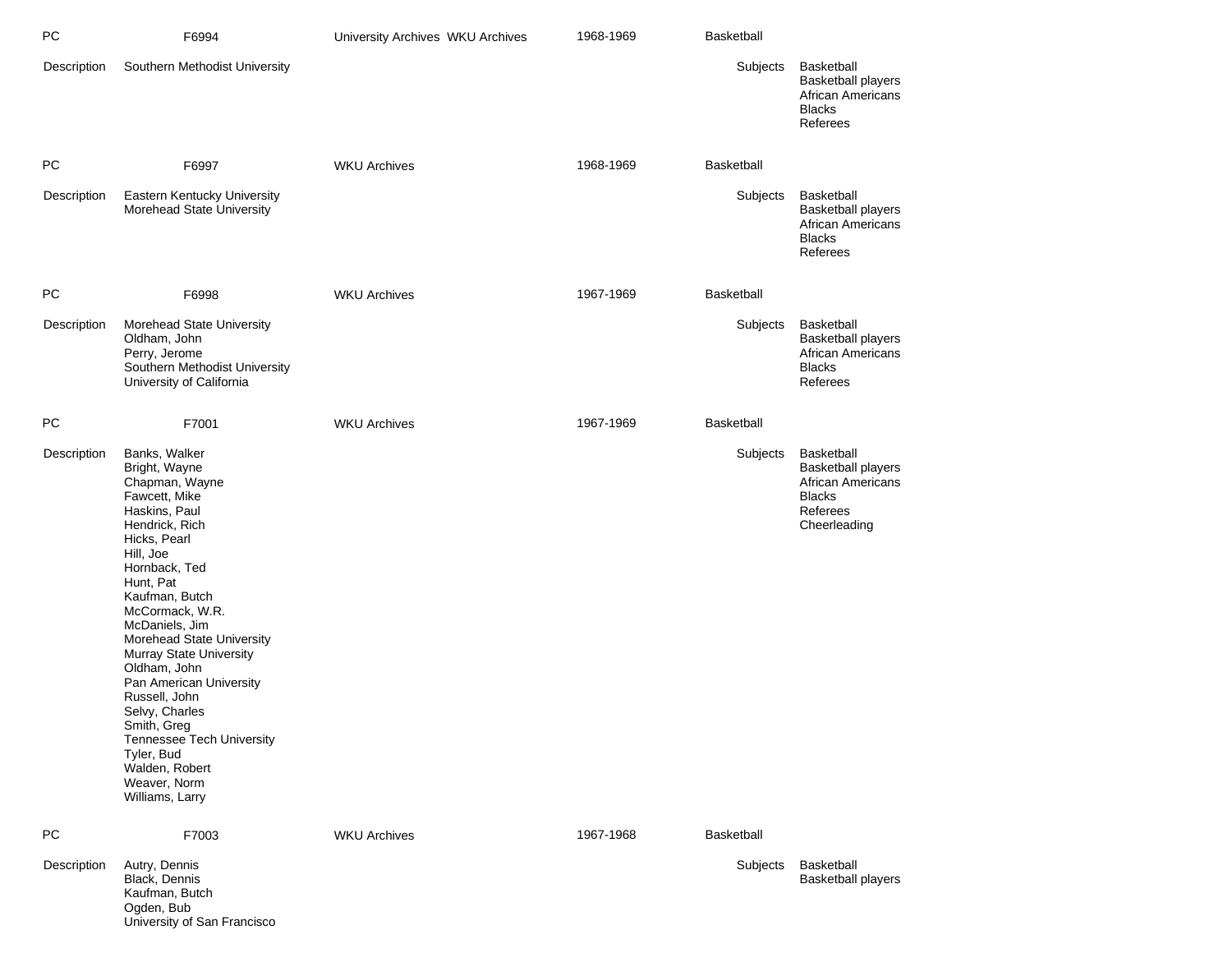PC | F6994 | University Archives WKU Archives | 1968-1969 | Basketball

Description: Southern Methodist University

Subjects: Basketball; Basketball players; African Americans; Blacks; Referees

---

PC | F6997 | WKU Archives | 1968-1969 | Basketball

Description:
Eastern Kentucky University
Morehead State University

Subjects: Basketball; Basketball players; African Americans; Blacks; Referees

---

PC | F6998 | WKU Archives | 1967-1969 | Basketball

Description:
Morehead State University
Oldham, John
Perry, Jerome
Southern Methodist University
University of California

Subjects: Basketball; Basketball players; African Americans; Blacks; Referees

---

PC | F7001 | WKU Archives | 1967-1969 | Basketball

Description:
Banks, Walker
Bright, Wayne
Chapman, Wayne
Fawcett, Mike
Haskins, Paul
Hendrick, Rich
Hicks, Pearl
Hill, Joe
Hornback, Ted
Hunt, Pat
Kaufman, Butch
McCormack, W.R.
McDaniels, Jim
Morehead State University
Murray State University
Oldham, John
Pan American University
Russell, John
Selvy, Charles
Smith, Greg
Tennessee Tech University
Tyler, Bud
Walden, Robert
Weaver, Norm
Williams, Larry

Subjects: Basketball; Basketball players; African Americans; Blacks; Referees; Cheerleading

---

PC | F7003 | WKU Archives | 1967-1968 | Basketball

Description:
Autry, Dennis
Black, Dennis
Kaufman, Butch
Ogden, Bub
University of San Francisco

Subjects: Basketball; Basketball players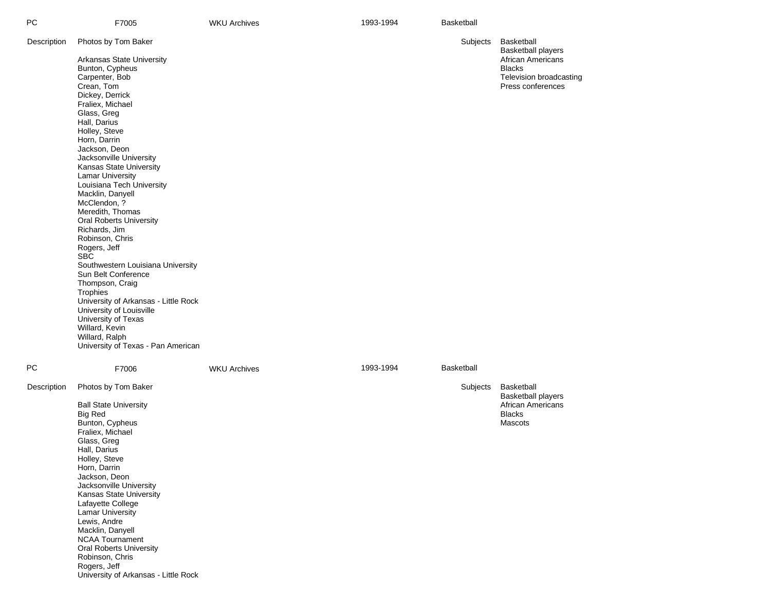PC F7005 WKU Archives 1993-1994 Basketball

**Description**

Photos by Tom Baker

Arkansas State University
Bunton, Cypheus
Carpenter, Bob
Crean, Tom
Dickey, Derrick
Fraliex, Michael
Glass, Greg
Hall, Darius
Holley, Steve
Horn, Darrin
Jackson, Deon
Jacksonville University
Kansas State University
Lamar University
Louisiana Tech University
Macklin, Danyell
McClendon, ?
Meredith, Thomas
Oral Roberts University
Richards, Jim
Robinson, Chris
Rogers, Jeff
SBC
Southwestern Louisiana University
Sun Belt Conference
Thompson, Craig
Trophies
University of Arkansas - Little Rock
University of Louisville
University of Texas
Willard, Kevin
Willard, Ralph
University of Texas - Pan American

**Subjects**

Basketball
Basketball players
African Americans
Blacks
Television broadcasting
Press conferences

PC F7006 WKU Archives 1993-1994 Basketball

**Description**

Photos by Tom Baker

Ball State University
Big Red
Bunton, Cypheus
Fraliex, Michael
Glass, Greg
Hall, Darius
Holley, Steve
Horn, Darrin
Jackson, Deon
Jacksonville University
Kansas State University
Lafayette College
Lamar University
Lewis, Andre
Macklin, Danyell
NCAA Tournament
Oral Roberts University
Robinson, Chris
Rogers, Jeff
University of Arkansas - Little Rock

**Subjects**

Basketball
Basketball players
African Americans
Blacks
Mascots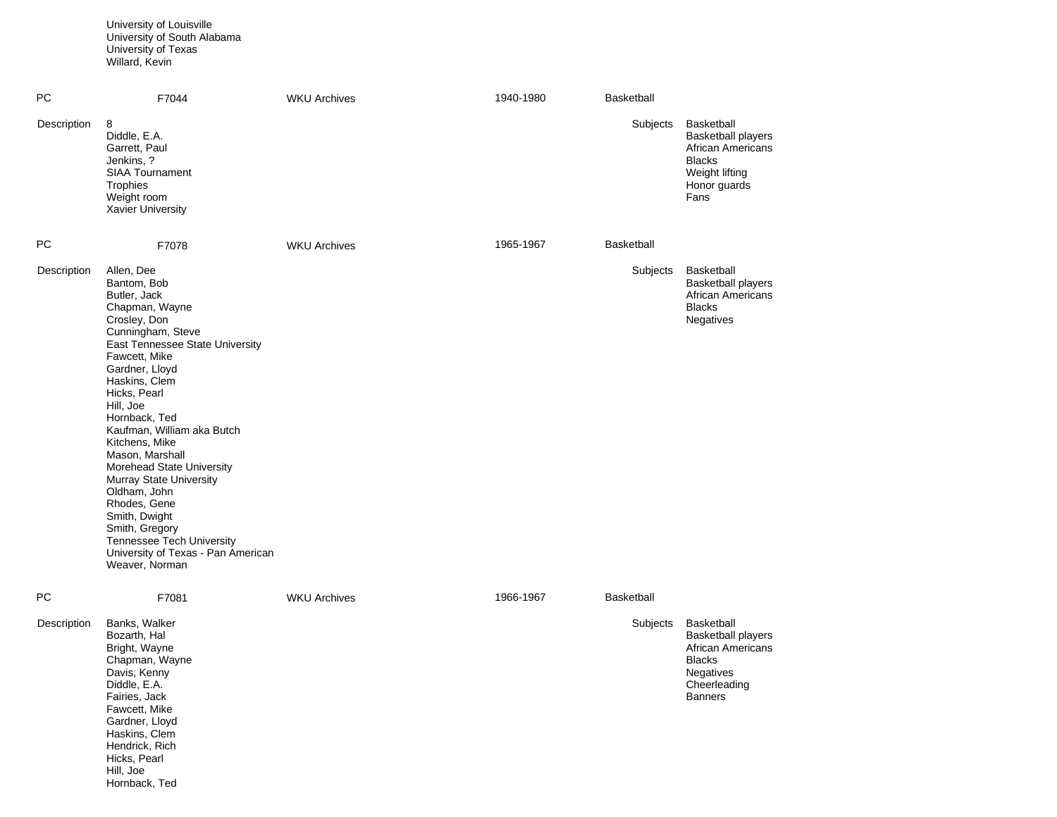University of Louisville
University of South Alabama
University of Texas
Willard, Kevin

| PC | F7044 | WKU Archives | 1940-1980 | Basketball |
|---|---|---|---|---|

**Description**
8
Diddle, E.A.
Garrett, Paul
Jenkins, ?
SIAA Tournament
Trophies
Weight room
Xavier University

**Subjects**
Basketball
Basketball players
African Americans
Blacks
Weight lifting
Honor guards
Fans

| PC | F7078 | WKU Archives | 1965-1967 | Basketball |
|---|---|---|---|---|

**Description**
Allen, Dee
Bantom, Bob
Butler, Jack
Chapman, Wayne
Crosley, Don
Cunningham, Steve
East Tennessee State University
Fawcett, Mike
Gardner, Lloyd
Haskins, Clem
Hicks, Pearl
Hill, Joe
Hornback, Ted
Kaufman, William aka Butch
Kitchens, Mike
Mason, Marshall
Morehead State University
Murray State University
Oldham, John
Rhodes, Gene
Smith, Dwight
Smith, Gregory
Tennessee Tech University
University of Texas - Pan American
Weaver, Norman

**Subjects**
Basketball
Basketball players
African Americans
Blacks
Negatives

| PC | F7081 | WKU Archives | 1966-1967 | Basketball |
|---|---|---|---|---|

**Description**
Banks, Walker
Bozarth, Hal
Bright, Wayne
Chapman, Wayne
Davis, Kenny
Diddle, E.A.
Fairies, Jack
Fawcett, Mike
Gardner, Lloyd
Haskins, Clem
Hendrick, Rich
Hicks, Pearl
Hill, Joe
Hornback, Ted

**Subjects**
Basketball
Basketball players
African Americans
Blacks
Negatives
Cheerleading
Banners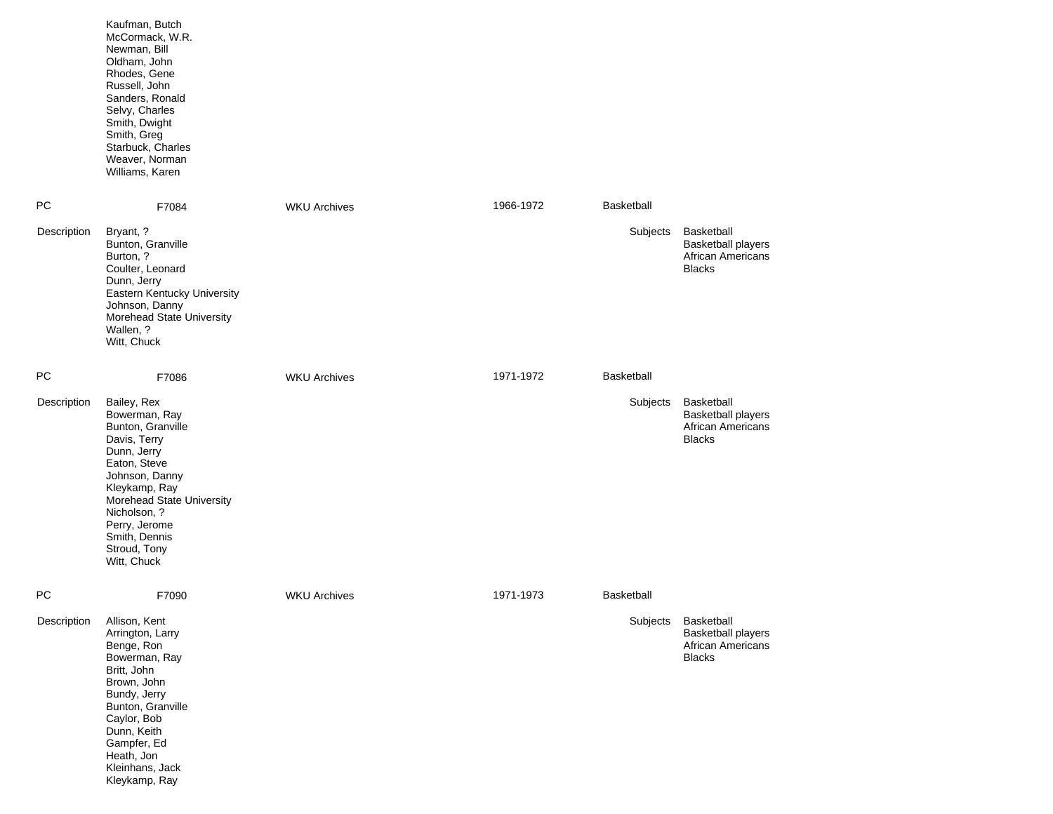Kaufman, Butch
McCormack, W.R.
Newman, Bill
Oldham, John
Rhodes, Gene
Russell, John
Sanders, Ronald
Selvy, Charles
Smith, Dwight
Smith, Greg
Starbuck, Charles
Weaver, Norman
Williams, Karen

| PC | F7084 | WKU Archives | 1966-1972 | Basketball |
|---|---|---|---|---|

Description

Bryant, ?
Bunton, Granville
Burton, ?
Coulter, Leonard
Dunn, Jerry
Eastern Kentucky University
Johnson, Danny
Morehead State University
Wallen, ?
Witt, Chuck

Subjects

Basketball
Basketball players
African Americans
Blacks

| PC | F7086 | WKU Archives | 1971-1972 | Basketball |
|---|---|---|---|---|

Description

Bailey, Rex
Bowerman, Ray
Bunton, Granville
Davis, Terry
Dunn, Jerry
Eaton, Steve
Johnson, Danny
Kleykamp, Ray
Morehead State University
Nicholson, ?
Perry, Jerome
Smith, Dennis
Stroud, Tony
Witt, Chuck

Subjects

Basketball
Basketball players
African Americans
Blacks

| PC | F7090 | WKU Archives | 1971-1973 | Basketball |
|---|---|---|---|---|

Description

Allison, Kent
Arrington, Larry
Benge, Ron
Bowerman, Ray
Britt, John
Brown, John
Bundy, Jerry
Bunton, Granville
Caylor, Bob
Dunn, Keith
Gampfer, Ed
Heath, Jon
Kleinhans, Jack
Kleykamp, Ray

Subjects

Basketball
Basketball players
African Americans
Blacks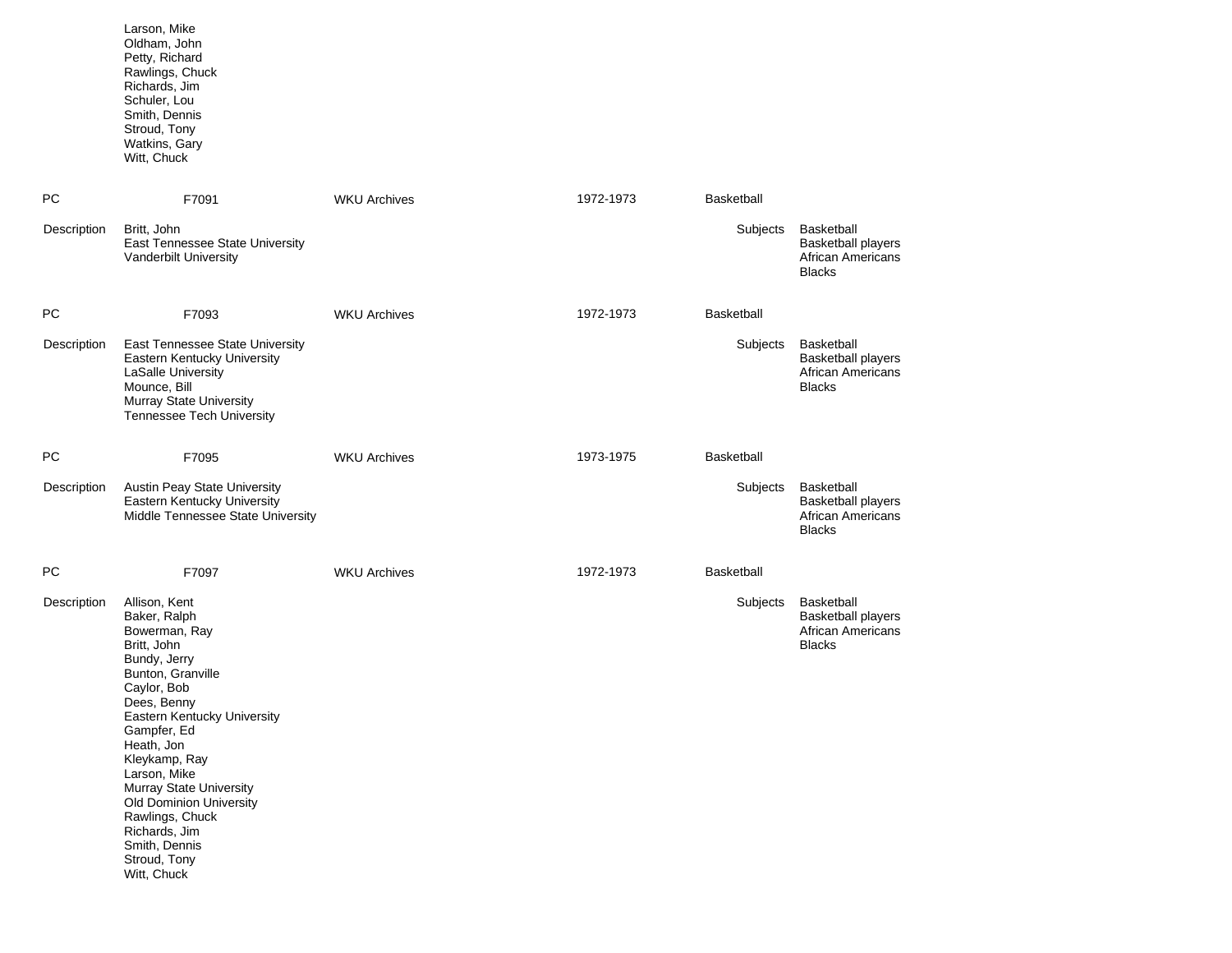Larson, Mike
Oldham, John
Petty, Richard
Rawlings, Chuck
Richards, Jim
Schuler, Lou
Smith, Dennis
Stroud, Tony
Watkins, Gary
Witt, Chuck

| PC | F7091 | WKU Archives | 1972-1973 | Basketball |
|---|---|---|---|---|

**Description**
Britt, John
East Tennessee State University
Vanderbilt University

**Subjects**
Basketball
Basketball players
African Americans
Blacks

| PC | F7093 | WKU Archives | 1972-1973 | Basketball |
|---|---|---|---|---|

**Description**
East Tennessee State University
Eastern Kentucky University
LaSalle University
Mounce, Bill
Murray State University
Tennessee Tech University

**Subjects**
Basketball
Basketball players
African Americans
Blacks

| PC | F7095 | WKU Archives | 1973-1975 | Basketball |
|---|---|---|---|---|

**Description**
Austin Peay State University
Eastern Kentucky University
Middle Tennessee State University

**Subjects**
Basketball
Basketball players
African Americans
Blacks

| PC | F7097 | WKU Archives | 1972-1973 | Basketball |
|---|---|---|---|---|

**Description**
Allison, Kent
Baker, Ralph
Bowerman, Ray
Britt, John
Bundy, Jerry
Bunton, Granville
Caylor, Bob
Dees, Benny
Eastern Kentucky University
Gampfer, Ed
Heath, Jon
Kleykamp, Ray
Larson, Mike
Murray State University
Old Dominion University
Rawlings, Chuck
Richards, Jim
Smith, Dennis
Stroud, Tony
Witt, Chuck

**Subjects**
Basketball
Basketball players
African Americans
Blacks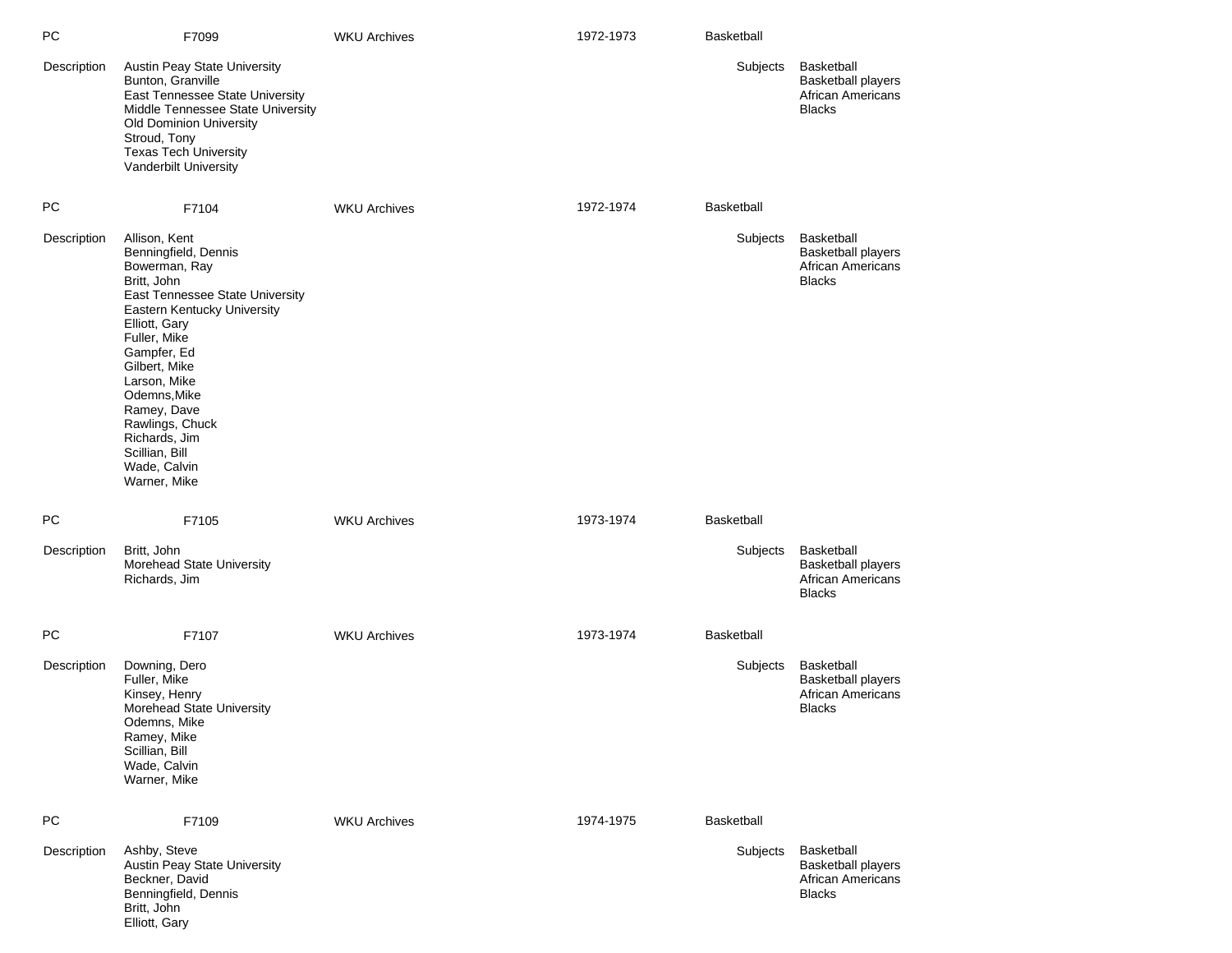PC F7099 WKU Archives 1972-1973 Basketball

Description
Austin Peay State University
Bunton, Granville
East Tennessee State University
Middle Tennessee State University
Old Dominion University
Stroud, Tony
Texas Tech University
Vanderbilt University

Subjects
Basketball
Basketball players
African Americans
Blacks

PC F7104 WKU Archives 1972-1974 Basketball

Description
Allison, Kent
Benningfield, Dennis
Bowerman, Ray
Britt, John
East Tennessee State University
Eastern Kentucky University
Elliott, Gary
Fuller, Mike
Gampfer, Ed
Gilbert, Mike
Larson, Mike
Odemns,Mike
Ramey, Dave
Rawlings, Chuck
Richards, Jim
Scillian, Bill
Wade, Calvin
Warner, Mike

Subjects
Basketball
Basketball players
African Americans
Blacks

PC F7105 WKU Archives 1973-1974 Basketball

Description
Britt, John
Morehead State University
Richards, Jim

Subjects
Basketball
Basketball players
African Americans
Blacks

PC F7107 WKU Archives 1973-1974 Basketball

Description
Downing, Dero
Fuller, Mike
Kinsey, Henry
Morehead State University
Odemns, Mike
Ramey, Mike
Scillian, Bill
Wade, Calvin
Warner, Mike

Subjects
Basketball
Basketball players
African Americans
Blacks

PC F7109 WKU Archives 1974-1975 Basketball

Description
Ashby, Steve
Austin Peay State University
Beckner, David
Benningfield, Dennis
Britt, John
Elliott, Gary

Subjects
Basketball
Basketball players
African Americans
Blacks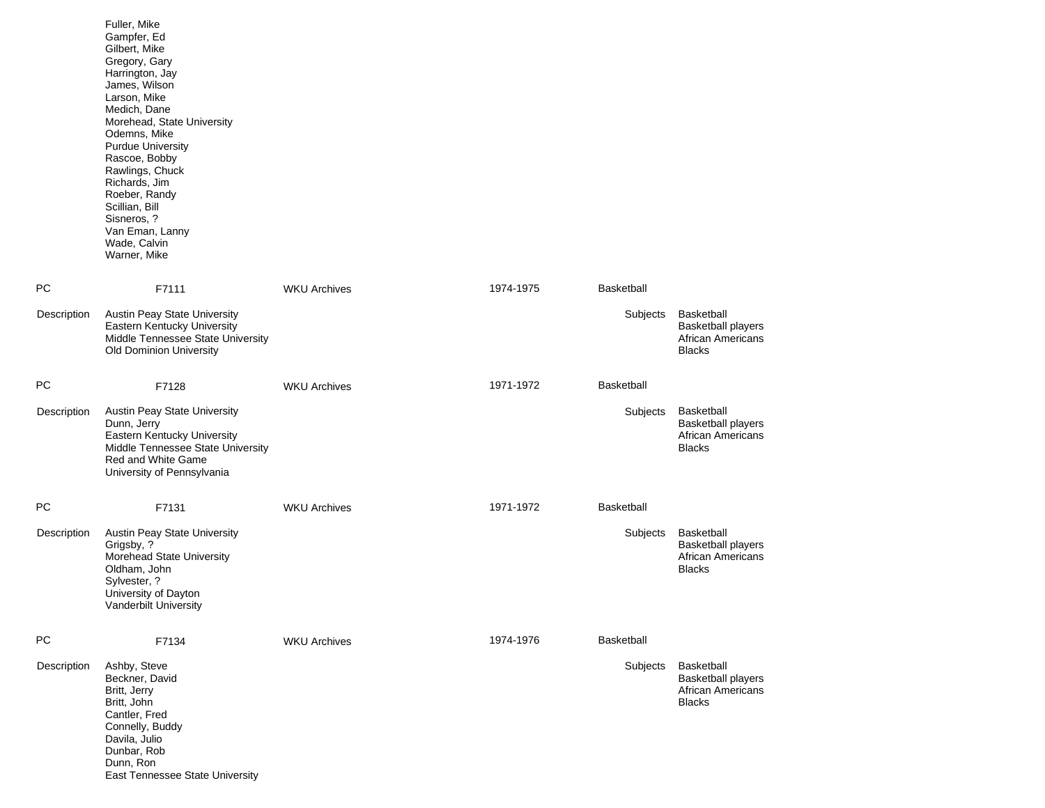Fuller, Mike
Gampfer, Ed
Gilbert, Mike
Gregory, Gary
Harrington, Jay
James, Wilson
Larson, Mike
Medich, Dane
Morehead, State University
Odemns, Mike
Purdue University
Rascoe, Bobby
Rawlings, Chuck
Richards, Jim
Roeber, Randy
Scillian, Bill
Sisneros, ?
Van Eman, Lanny
Wade, Calvin
Warner, Mike

PC | F7111 | WKU Archives | 1974-1975 | Basketball

Description
Austin Peay State University
Eastern Kentucky University
Middle Tennessee State University
Old Dominion University

Subjects
Basketball
Basketball players
African Americans
Blacks

PC | F7128 | WKU Archives | 1971-1972 | Basketball

Description
Austin Peay State University
Dunn, Jerry
Eastern Kentucky University
Middle Tennessee State University
Red and White Game
University of Pennsylvania

Subjects
Basketball
Basketball players
African Americans
Blacks

PC | F7131 | WKU Archives | 1971-1972 | Basketball

Description
Austin Peay State University
Grigsby, ?
Morehead State University
Oldham, John
Sylvester, ?
University of Dayton
Vanderbilt University

Subjects
Basketball
Basketball players
African Americans
Blacks

PC | F7134 | WKU Archives | 1974-1976 | Basketball

Description
Ashby, Steve
Beckner, David
Britt, Jerry
Britt, John
Cantler, Fred
Connelly, Buddy
Davila, Julio
Dunbar, Rob
Dunn, Ron
East Tennessee State University

Subjects
Basketball
Basketball players
African Americans
Blacks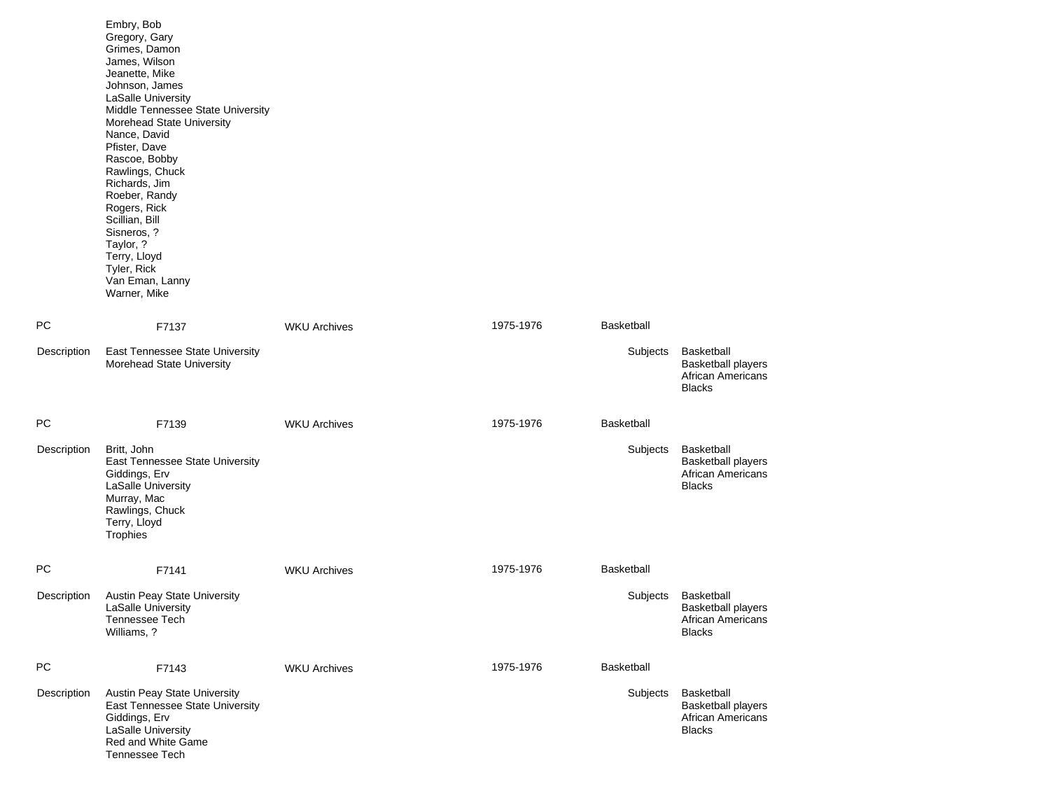Embry, Bob
Gregory, Gary
Grimes, Damon
James, Wilson
Jeanette, Mike
Johnson, James
LaSalle University
Middle Tennessee State University
Morehead State University
Nance, David
Pfister, Dave
Rascoe, Bobby
Rawlings, Chuck
Richards, Jim
Roeber, Randy
Rogers, Rick
Scillian, Bill
Sisneros, ?
Taylor, ?
Terry, Lloyd
Tyler, Rick
Van Eman, Lanny
Warner, Mike

| PC | F7137 | WKU Archives | 1975-1976 | Basketball |
|---|---|---|---|---|

Description: East Tennessee State University
Morehead State University

Subjects: Basketball
Basketball players
African Americans
Blacks

| PC | F7139 | WKU Archives | 1975-1976 | Basketball |
|---|---|---|---|---|

Description: Britt, John
East Tennessee State University
Giddings, Erv
LaSalle University
Murray, Mac
Rawlings, Chuck
Terry, Lloyd
Trophies

Subjects: Basketball
Basketball players
African Americans
Blacks

| PC | F7141 | WKU Archives | 1975-1976 | Basketball |
|---|---|---|---|---|

Description: Austin Peay State University
LaSalle University
Tennessee Tech
Williams, ?

Subjects: Basketball
Basketball players
African Americans
Blacks

| PC | F7143 | WKU Archives | 1975-1976 | Basketball |
|---|---|---|---|---|

Description: Austin Peay State University
East Tennessee State University
Giddings, Erv
LaSalle University
Red and White Game
Tennessee Tech

Subjects: Basketball
Basketball players
African Americans
Blacks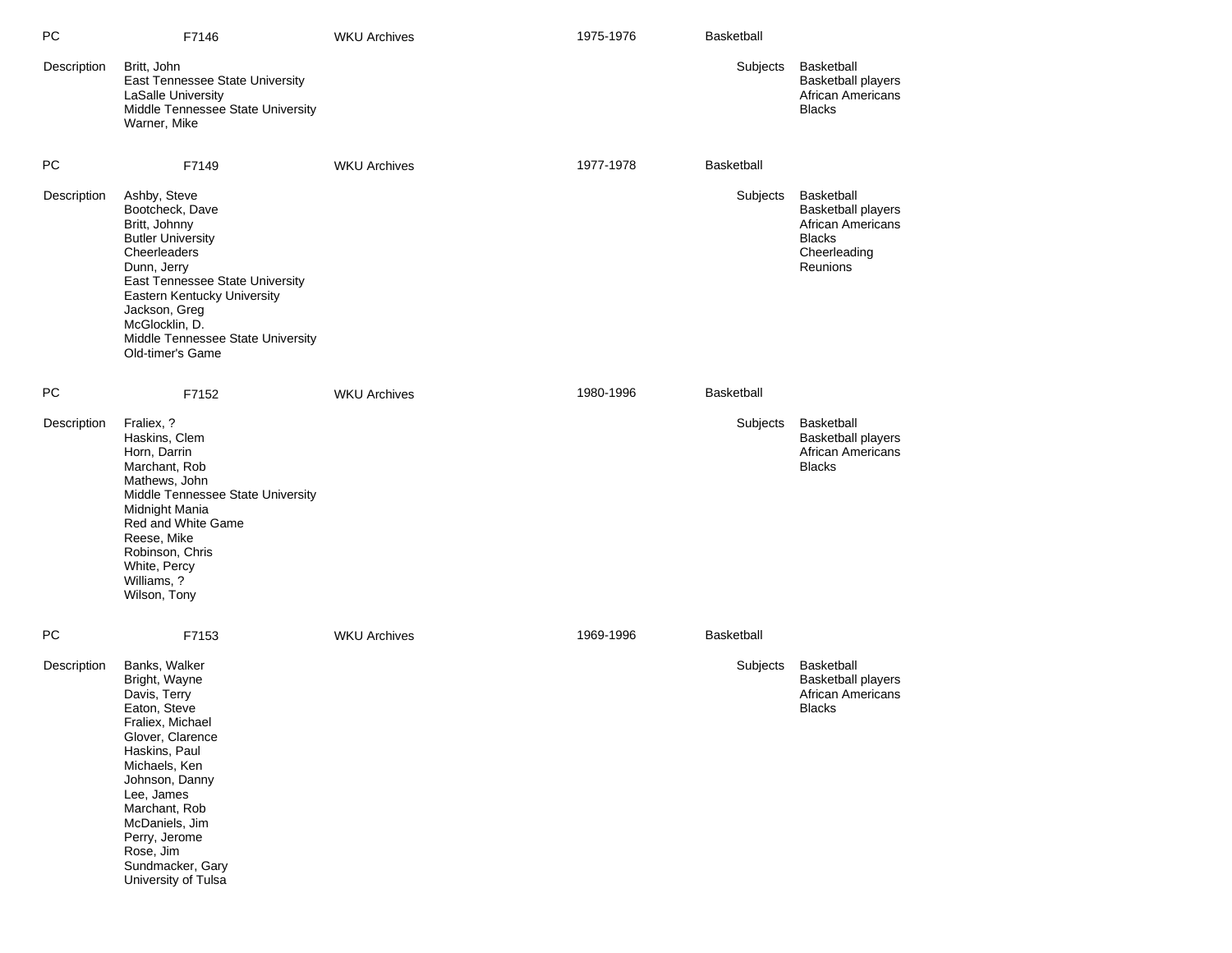| PC | F7146 | WKU Archives | 1975-1976 | Basketball |
|---|---|---|---|---|

**Description**

Britt, John
East Tennessee State University
LaSalle University
Middle Tennessee State University
Warner, Mike

**Subjects**

Basketball
Basketball players
African Americans
Blacks

| PC | F7149 | WKU Archives | 1977-1978 | Basketball |
|---|---|---|---|---|

**Description**

Ashby, Steve
Bootcheck, Dave
Britt, Johnny
Butler University
Cheerleaders
Dunn, Jerry
East Tennessee State University
Eastern Kentucky University
Jackson, Greg
McGlocklin, D.
Middle Tennessee State University
Old-timer's Game

**Subjects**

Basketball
Basketball players
African Americans
Blacks
Cheerleading
Reunions

| PC | F7152 | WKU Archives | 1980-1996 | Basketball |
|---|---|---|---|---|

**Description**

Fraliex, ?
Haskins, Clem
Horn, Darrin
Marchant, Rob
Mathews, John
Middle Tennessee State University
Midnight Mania
Red and White Game
Reese, Mike
Robinson, Chris
White, Percy
Williams, ?
Wilson, Tony

**Subjects**

Basketball
Basketball players
African Americans
Blacks

| PC | F7153 | WKU Archives | 1969-1996 | Basketball |
|---|---|---|---|---|

**Description**

Banks, Walker
Bright, Wayne
Davis, Terry
Eaton, Steve
Fraliex, Michael
Glover, Clarence
Haskins, Paul
Michaels, Ken
Johnson, Danny
Lee, James
Marchant, Rob
McDaniels, Jim
Perry, Jerome
Rose, Jim
Sundmacker, Gary
University of Tulsa

**Subjects**

Basketball
Basketball players
African Americans
Blacks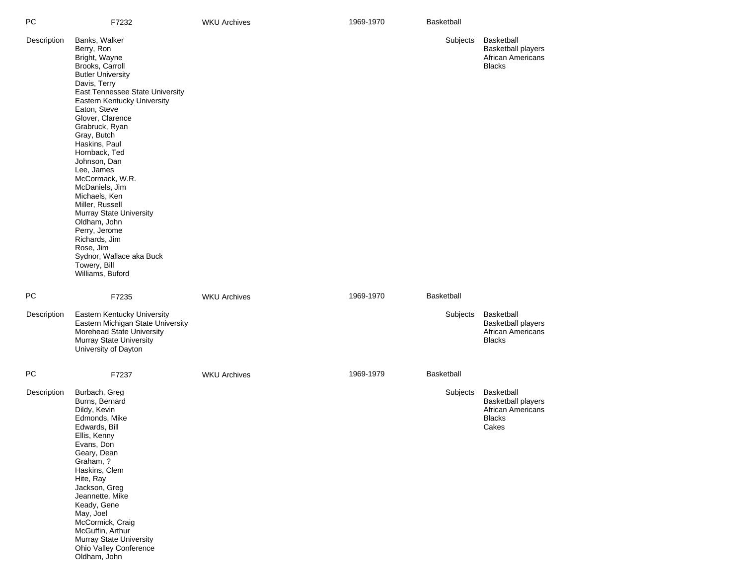| PC | F7232 | WKU Archives | 1969-1970 | Basketball |
|---|---|---|---|---|

**Description**

Banks, Walker
Berry, Ron
Bright, Wayne
Brooks, Carroll
Butler University
Davis, Terry
East Tennessee State University
Eastern Kentucky University
Eaton, Steve
Glover, Clarence
Grabruck, Ryan
Gray, Butch
Haskins, Paul
Hornback, Ted
Johnson, Dan
Lee, James
McCormack, W.R.
McDaniels, Jim
Michaels, Ken
Miller, Russell
Murray State University
Oldham, John
Perry, Jerome
Richards, Jim
Rose, Jim
Sydnor, Wallace aka Buck
Towery, Bill
Williams, Buford

**Subjects**

Basketball
Basketball players
African Americans
Blacks

| PC | F7235 | WKU Archives | 1969-1970 | Basketball |
|---|---|---|---|---|

**Description**

Eastern Kentucky University
Eastern Michigan State University
Morehead State University
Murray State University
University of Dayton

**Subjects**

Basketball
Basketball players
African Americans
Blacks

| PC | F7237 | WKU Archives | 1969-1979 | Basketball |
|---|---|---|---|---|

**Description**

Burbach, Greg
Burns, Bernard
Dildy, Kevin
Edmonds, Mike
Edwards, Bill
Ellis, Kenny
Evans, Don
Geary, Dean
Graham, ?
Haskins, Clem
Hite, Ray
Jackson, Greg
Jeannette, Mike
Keady, Gene
May, Joel
McCormick, Craig
McGuffin, Arthur
Murray State University
Ohio Valley Conference
Oldham, John

**Subjects**

Basketball
Basketball players
African Americans
Blacks
Cakes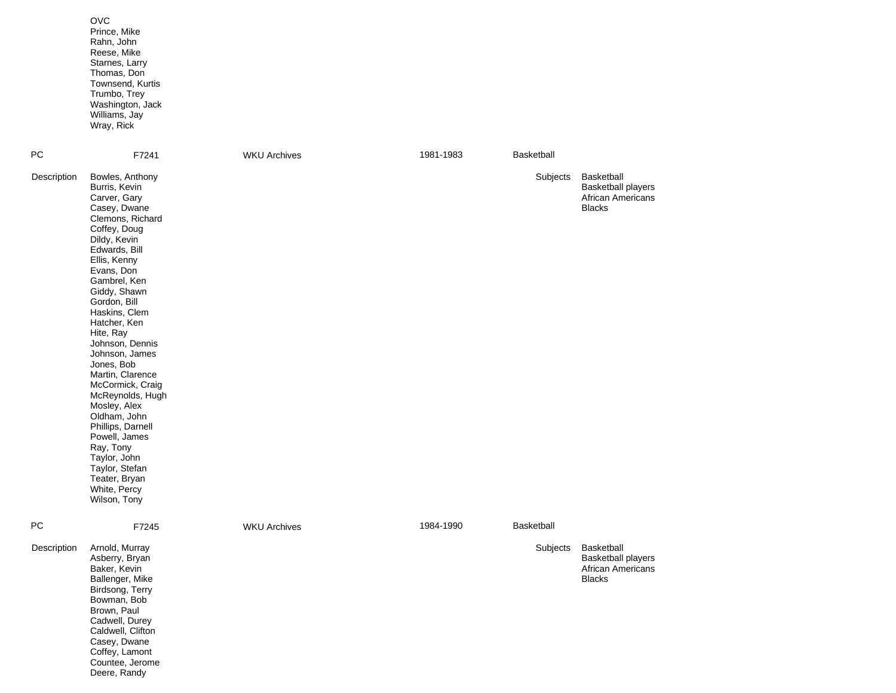OVC
Prince, Mike
Rahn, John
Reese, Mike
Starnes, Larry
Thomas, Don
Townsend, Kurtis
Trumbo, Trey
Washington, Jack
Williams, Jay
Wray, Rick

| PC | F7241 | WKU Archives | 1981-1983 | Basketball |
|---|---|---|---|---|

Description

Bowles, Anthony
Burris, Kevin
Carver, Gary
Casey, Dwane
Clemons, Richard
Coffey, Doug
Dildy, Kevin
Edwards, Bill
Ellis, Kenny
Evans, Don
Gambrel, Ken
Giddy, Shawn
Gordon, Bill
Haskins, Clem
Hatcher, Ken
Hite, Ray
Johnson, Dennis
Johnson, James
Jones, Bob
Martin, Clarence
McCormick, Craig
McReynolds, Hugh
Mosley, Alex
Oldham, John
Phillips, Darnell
Powell, James
Ray, Tony
Taylor, John
Taylor, Stefan
Teater, Bryan
White, Percy
Wilson, Tony

Subjects

Basketball
Basketball players
African Americans
Blacks

| PC | F7245 | WKU Archives | 1984-1990 | Basketball |
|---|---|---|---|---|

Description

Arnold, Murray
Asberry, Bryan
Baker, Kevin
Ballenger, Mike
Birdsong, Terry
Bowman, Bob
Brown, Paul
Cadwell, Durey
Caldwell, Clifton
Casey, Dwane
Coffey, Lamont
Countee, Jerome
Deere, Randy

Subjects

Basketball
Basketball players
African Americans
Blacks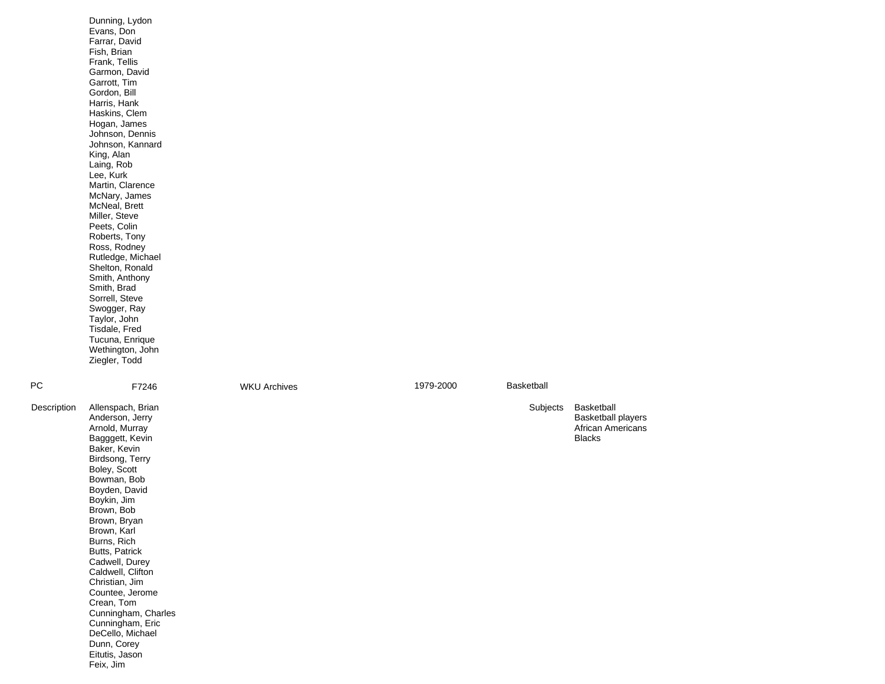Dunning, Lydon
Evans, Don
Farrar, David
Fish, Brian
Frank, Tellis
Garmon, David
Garrott, Tim
Gordon, Bill
Harris, Hank
Haskins, Clem
Hogan, James
Johnson, Dennis
Johnson, Kannard
King, Alan
Laing, Rob
Lee, Kurk
Martin, Clarence
McNary, James
McNeal, Brett
Miller, Steve
Peets, Colin
Roberts, Tony
Ross, Rodney
Rutledge, Michael
Shelton, Ronald
Smith, Anthony
Smith, Brad
Sorrell, Steve
Swogger, Ray
Taylor, John
Tisdale, Fred
Tucuna, Enrique
Wethington, John
Ziegler, Todd

| PC | F7246 | WKU Archives | 1979-2000 | Basketball |
|---|---|---|---|---|

**Description**

Allenspach, Brian
Anderson, Jerry
Arnold, Murray
Bagggett, Kevin
Baker, Kevin
Birdsong, Terry
Boley, Scott
Bowman, Bob
Boyden, David
Boykin, Jim
Brown, Bob
Brown, Bryan
Brown, Karl
Burns, Rich
Butts, Patrick
Cadwell, Durey
Caldwell, Clifton
Christian, Jim
Countee, Jerome
Crean, Tom
Cunningham, Charles
Cunningham, Eric
DeCello, Michael
Dunn, Corey
Eitutis, Jason
Feix, Jim

**Subjects**

Basketball
Basketball players
African Americans
Blacks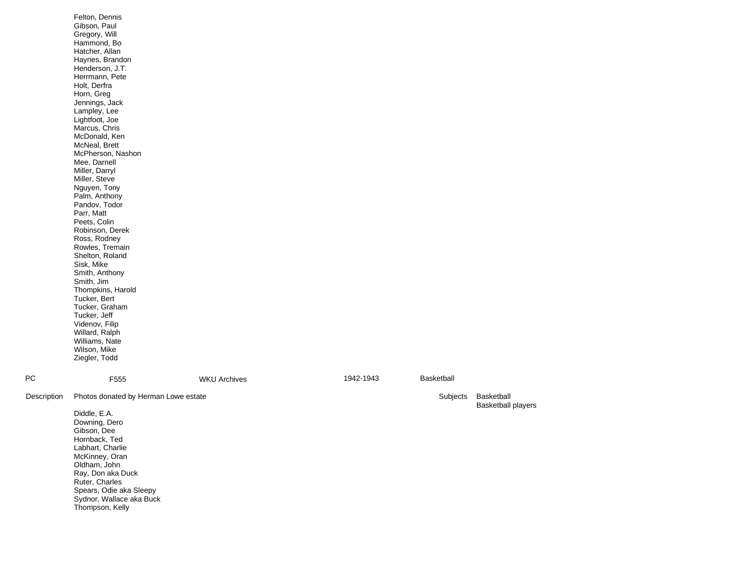Felton, Dennis
Gibson, Paul
Gregory, Will
Hammond, Bo
Hatcher, Allan
Haynes, Brandon
Henderson, J.T.
Herrmann, Pete
Holt, Derfra
Horn, Greg
Jennings, Jack
Lampley, Lee
Lightfoot, Joe
Marcus, Chris
McDonald, Ken
McNeal, Brett
McPherson, Nashon
Mee, Darnell
Miller, Darryl
Miller, Steve
Nguyen, Tony
Palm, Anthony
Pandov, Todor
Parr, Matt
Peets, Colin
Robinson, Derek
Ross, Rodney
Rowles, Tremain
Shelton, Roland
Sisk, Mike
Smith, Anthony
Smith, Jim
Thompkins, Harold
Tucker, Bert
Tucker, Graham
Tucker, Jeff
Videnov, Filip
Willard, Ralph
Williams, Nate
Wilson, Mike
Ziegler, Todd

| PC | F555 | WKU Archives | 1942-1943 | Basketball |
|---|---|---|---|---|

**Description** Photos donated by Herman Lowe estate

**Subjects** Basketball
Basketball players

Diddle, E.A.
Downing, Dero
Gibson, Dee
Hornback, Ted
Labhart, Charlie
McKinney, Oran
Oldham, John
Ray, Don aka Duck
Ruter, Charles
Spears, Odie aka Sleepy
Sydnor, Wallace aka Buck
Thompson, Kelly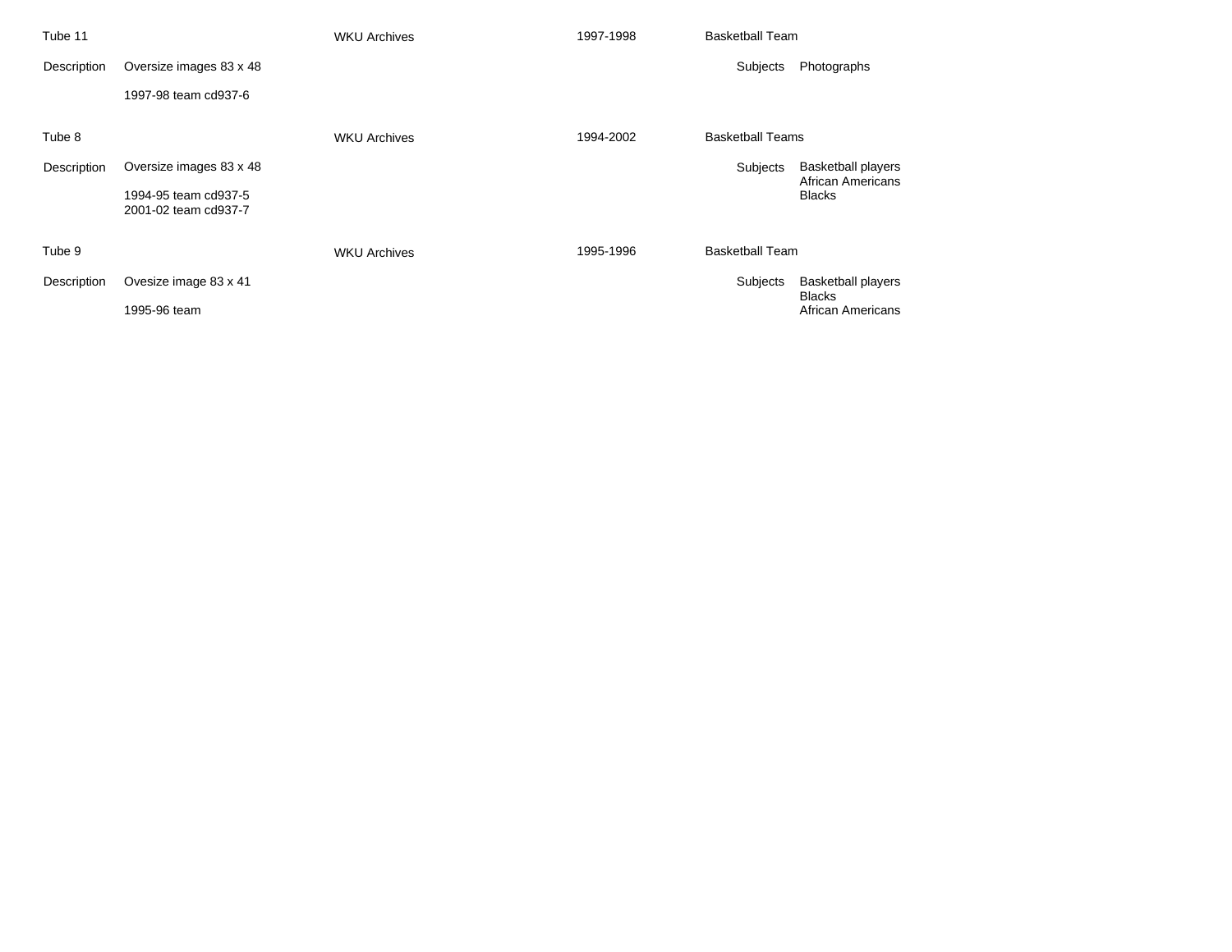Tube 11 | WKU Archives | 1997-1998 | Basketball Team

Description: Oversize images 83 x 48

1997-98 team cd937-6

Subjects: Photographs

Tube 8 | WKU Archives | 1994-2002 | Basketball Teams

Description: Oversize images 83 x 48

1994-95 team cd937-5
2001-02 team cd937-7

Subjects: Basketball players
African Americans
Blacks

Tube 9 | WKU Archives | 1995-1996 | Basketball Team

Description: Ovesize image 83 x 41

1995-96 team

Subjects: Basketball players
Blacks
African Americans